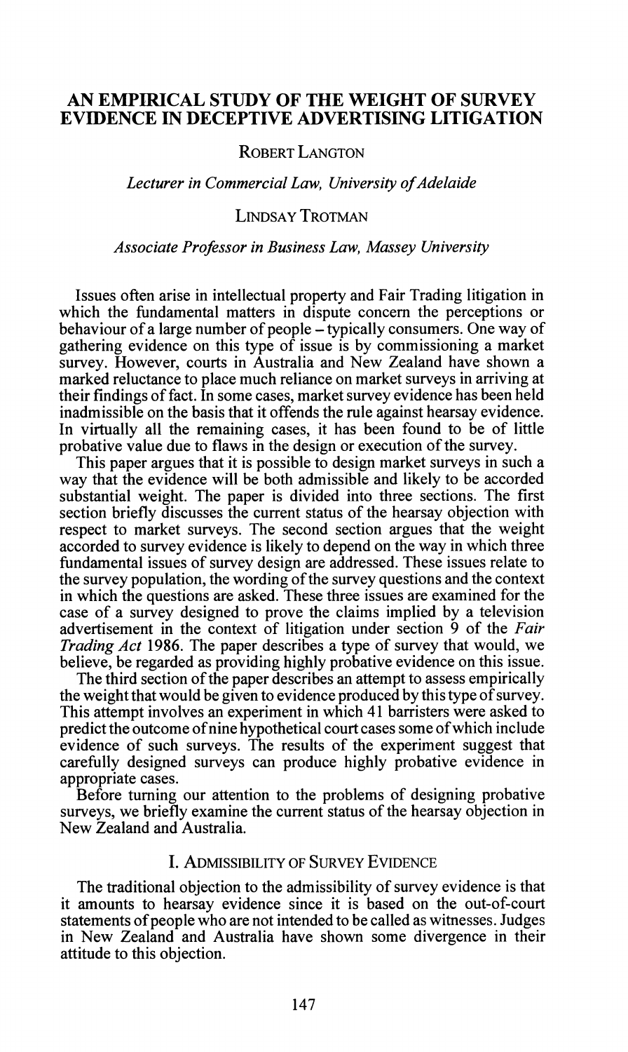# AN EMPIRICAL STUDY OF THE WEIGHT OF SURVEY EVIDENCE IN DECEPTIVE ADVERTISING LITIGATION

ROBERT LANGTON

*Lecturer in Commercial Law, University of Adelaide*

LINDSAY TROTMAN

*Associate Professor in Business Law, Massey University*

Issues often arise in intellectual property and Fair Trading litigation in which the fundamental matters in dispute concern the perceptions or behaviour of a large number of people – typically consumers. One way of gathering evidence on this type of issue is by commissioning a market survey. However, courts in Australia and New Zealand have shown a marked reluctance to place much reliance on market surveys in arriving at their findings of fact. In some cases, market survey evidence has been held inadmissible on the basis that it offends the rule against hearsay evidence. In virtually all the remaining cases, it has been found to be of little probative value due to flaws in the design or execution of the survey.

This paper argues that it is possible to design market surveys in such a way that the evidence will be both admissible and likely to be accorded substantial weight. The paper is divided into three sections. The first section briefly discusses the current status of the hearsay objection with respect to market surveys. The second section argues that the weight accorded to survey evidence is likely to depend on the way in which three fundamental issues of survey design are addressed. These issues relate to the survey population, the wording of the survey questions and the context in which the questions are asked. These three issues are examined for the case of a survey designed to prove the claims implied by a television advertisement in the context of litigation under section 9 of the *Fair Trading Act* 1986. The paper describes a type of survey that would, we believe, be regarded as providing highly probative evidence on this issue.

The third section of the paper describes an attempt to assess empirically the weight that would be given to evidence produced by this type of survey. This attempt involves an experiment in which 41 barristers were asked to predict the outcome of nine hypothetical court cases some of which include evidence of such surveys. The results of the experiment suggest that carefully designed surveys can produce highly probative evidence in appropriate cases.

Before turning our attention to the problems of designing probative surveys, we briefly examine the current status of the hearsay objection in New Zealand and Australia.

## I. ADMISSIBILITY OF SURVEY EVIDENCE

The traditional objection to the admissibility of survey evidence is that it amounts to hearsay evidence since it is based on the out-of-court statements of people who are not intended to be called as witnesses. Judges in New Zealand and Australia have shown some divergence in their attitude to this objection.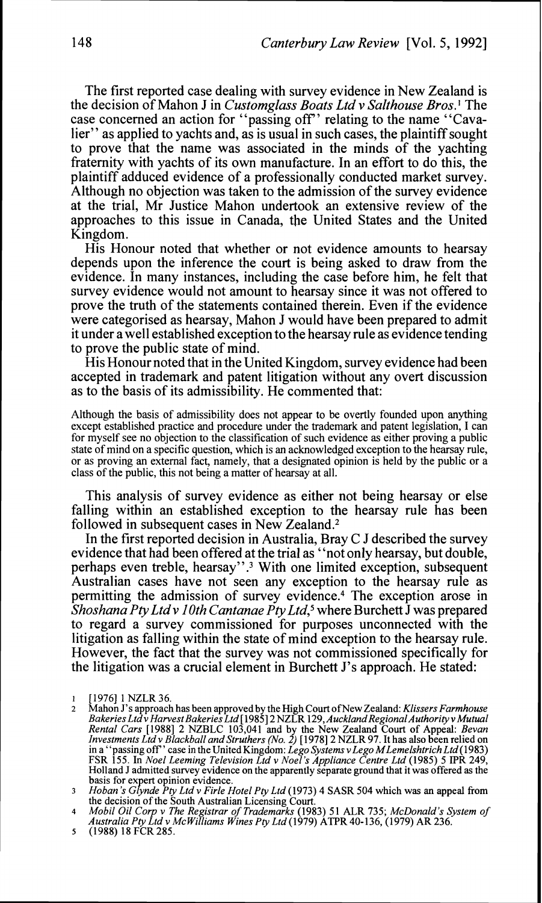The first reported case dealing with survey evidence in New Zealand is the decision of Mahon J in *Customglass Boats Ltd v Salthouse Bros*.[1] The case concerned an action for "passing off" relating to the name "Cavalier" as applied to yachts and, as is usual in such cases, the plaintiff sought to prove that the name was associated in the minds of the yachting fraternity with yachts of its own manufacture. In an effort to do this, the plaintiff adduced evidence of a professionally conducted market survey. Although no objection was taken to the admission of the survey evidence at the trial, Mr Justice Mahon undertook an extensive review of the approaches to this issue in Canada, the United States and the United Kingdom.

His Honour noted that whether or not evidence amounts to hearsay depends upon the inference the court is being asked to draw from the evidence. In many instances, including the case before him, he felt that survey evidence would not amount to hearsay since it was not offered to prove the truth of the statements contained therein. Even if the evidence were categorised as hearsay, Mahon J would have been prepared to admit it under a well established exception to the hearsay rule as evidence tending to prove the public state of mind.

His Honour noted that in the United Kingdom, survey evidence had been accepted in trademark and patent litigation without any overt discussion as to the basis of its admissibility. He commented that:

> Although the basis of admissibility does not appear to be overtly founded upon anything except established practice and procedure under the trademark and patent legislation, I can for myself see no objection to the classification of such evidence as either proving a public state of mind on a specific question, which is an acknowledged exception to the hearsay rule, or as proving an external fact, namely, that a designated opinion is held by the public or a class of the public, this not being a matter of hearsay at all.

This analysis of survey evidence as either not being hearsay or else falling within an established exception to the hearsay rule has been followed in subsequent cases in New Zealand.[2]

In the first reported decision in Australia, Bray C J described the survey evidence that had been offered at the trial as "not only hearsay, but double, perhaps even treble, hearsay".[3] With one limited exception, subsequent Australian cases have not seen any exception to the hearsay rule as permitting the admission of survey evidence.[4] The exception arose in *Shoshana Pty Ltd v 10th Cantanae Pty Ltd*,[5] where Burchett J was prepared to regard a survey commissioned for purposes unconnected with the litigation as falling within the state of mind exception to the hearsay rule. However, the fact that the survey was not commissioned specifically for the litigation was a crucial element in Burchett J's approach. He stated:

---

1. [1976] 1 NZLR 36.
2. Mahon J's approach has been approved by the High Court of New Zealand: *Klissers Farmhouse Bakeries Ltd v Harvest Bakeries Ltd* [1985] 2 NZLR 129, *Auckland Regional Authority v Mutual Rental Cars* [1988] 2 NZBLC 103,041 and by the New Zealand Court of Appeal: *Bevan Investments Ltd v Blackball and Struthers (No. 2)* [1978] 2 NZLR 97. It has also been relied on in a "passing off" case in the United Kingdom: *Lego Systems v Lego M Lemelshtrich Ltd* (1983) FSR 155. In *Noel Leeming Television Ltd v Noel's Appliance Centre Ltd* (1985) 5 IPR 249, Holland J admitted survey evidence on the apparently separate ground that it was offered as the basis for expert opinion evidence.
3. *Hoban's Glynde Pty Ltd v Firle Hotel Pty Ltd* (1973) 4 SASR 504 which was an appeal from the decision of the South Australian Licensing Court.
4. *Mobil Oil Corp v The Registrar of Trademarks* (1983) 51 ALR 735; *McDonald's System of Australia Pty Ltd v McWilliams Wines Pty Ltd* (1979) ATPR 40-136, (1979) AR 236.
5. (1988) 18 FCR 285.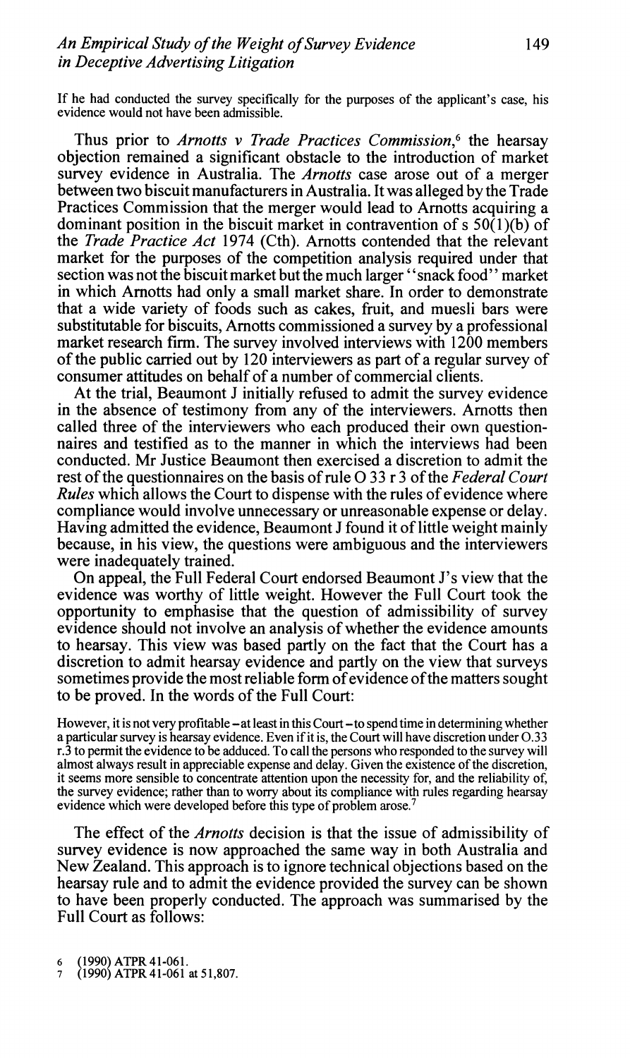If he had conducted the survey specifically for the purposes of the applicant's case, his evidence would not have been admissible.

Thus prior to *Arnotts v Trade Practices Commission*,[6] the hearsay objection remained a significant obstacle to the introduction of market survey evidence in Australia. The *Arnotts* case arose out of a merger between two biscuit manufacturers in Australia. It was alleged by the Trade Practices Commission that the merger would lead to Arnotts acquiring a dominant position in the biscuit market in contravention of s 50(1)(b) of the *Trade Practice Act* 1974 (Cth). Arnotts contended that the relevant market for the purposes of the competition analysis required under that section was not the biscuit market but the much larger "snack food" market in which Arnotts had only a small market share. In order to demonstrate that a wide variety of foods such as cakes, fruit, and muesli bars were substitutable for biscuits, Arnotts commissioned a survey by a professional market research firm. The survey involved interviews with 1200 members of the public carried out by 120 interviewers as part of a regular survey of consumer attitudes on behalf of a number of commercial clients.

At the trial, Beaumont J initially refused to admit the survey evidence in the absence of testimony from any of the interviewers. Arnotts then called three of the interviewers who each produced their own questionnaires and testified as to the manner in which the interviews had been conducted. Mr Justice Beaumont then exercised a discretion to admit the rest of the questionnaires on the basis of rule O 33 r 3 of the *Federal Court Rules* which allows the Court to dispense with the rules of evidence where compliance would involve unnecessary or unreasonable expense or delay. Having admitted the evidence, Beaumont J found it of little weight mainly because, in his view, the questions were ambiguous and the interviewers were inadequately trained.

On appeal, the Full Federal Court endorsed Beaumont J's view that the evidence was worthy of little weight. However the Full Court took the opportunity to emphasise that the question of admissibility of survey evidence should not involve an analysis of whether the evidence amounts to hearsay. This view was based partly on the fact that the Court has a discretion to admit hearsay evidence and partly on the view that surveys sometimes provide the most reliable form of evidence of the matters sought to be proved. In the words of the Full Court:

> However, it is not very profitable – at least in this Court – to spend time in determining whether a particular survey is hearsay evidence. Even if it is, the Court will have discretion under O.33 r.3 to permit the evidence to be adduced. To call the persons who responded to the survey will almost always result in appreciable expense and delay. Given the existence of the discretion, it seems more sensible to concentrate attention upon the necessity for, and the reliability of, the survey evidence; rather than to worry about its compliance with rules regarding hearsay evidence which were developed before this type of problem arose.[7]

The effect of the *Arnotts* decision is that the issue of admissibility of survey evidence is now approached the same way in both Australia and New Zealand. This approach is to ignore technical objections based on the hearsay rule and to admit the evidence provided the survey can be shown to have been properly conducted. The approach was summarised by the Full Court as follows:

6 (1990) ATPR 41-061.
7 (1990) ATPR 41-061 at 51,807.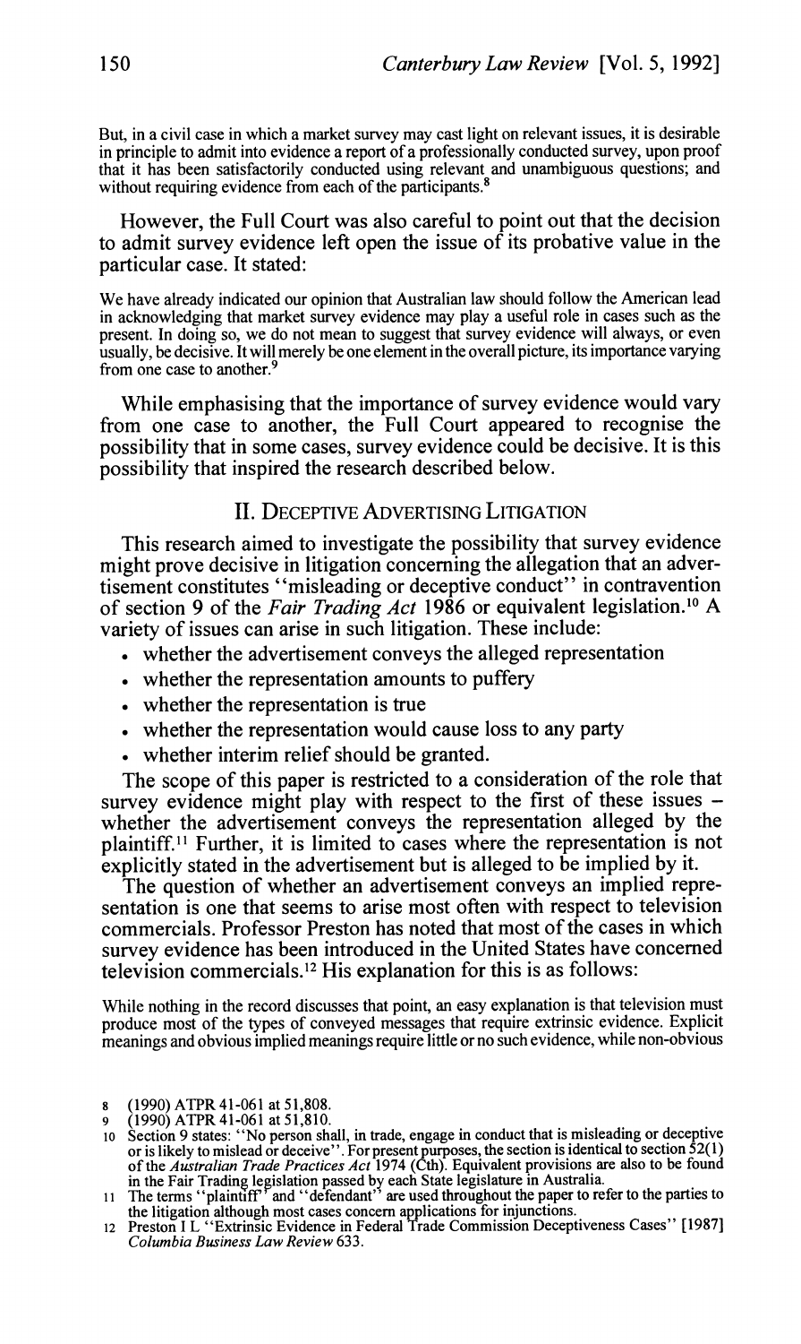> But, in a civil case in which a market survey may cast light on relevant issues, it is desirable in principle to admit into evidence a report of a professionally conducted survey, upon proof that it has been satisfactorily conducted using relevant and unambiguous questions; and without requiring evidence from each of the participants.[8]

However, the Full Court was also careful to point out that the decision to admit survey evidence left open the issue of its probative value in the particular case. It stated:

> We have already indicated our opinion that Australian law should follow the American lead in acknowledging that market survey evidence may play a useful role in cases such as the present. In doing so, we do not mean to suggest that survey evidence will always, or even usually, be decisive. It will merely be one element in the overall picture, its importance varying from one case to another.[9]

While emphasising that the importance of survey evidence would vary from one case to another, the Full Court appeared to recognise the possibility that in some cases, survey evidence could be decisive. It is this possibility that inspired the research described below.

## II. Deceptive Advertising Litigation

This research aimed to investigate the possibility that survey evidence might prove decisive in litigation concerning the allegation that an advertisement constitutes "misleading or deceptive conduct" in contravention of section 9 of the *Fair Trading Act* 1986 or equivalent legislation.[10] A variety of issues can arise in such litigation. These include:

- whether the advertisement conveys the alleged representation
- whether the representation amounts to puffery
- whether the representation is true
- whether the representation would cause loss to any party
- whether interim relief should be granted.

The scope of this paper is restricted to a consideration of the role that survey evidence might play with respect to the first of these issues – whether the advertisement conveys the representation alleged by the plaintiff.[11] Further, it is limited to cases where the representation is not explicitly stated in the advertisement but is alleged to be implied by it.

The question of whether an advertisement conveys an implied representation is one that seems to arise most often with respect to television commercials. Professor Preston has noted that most of the cases in which survey evidence has been introduced in the United States have concerned television commercials.[12] His explanation for this is as follows:

> While nothing in the record discusses that point, an easy explanation is that television must produce most of the types of conveyed messages that require extrinsic evidence. Explicit meanings and obvious implied meanings require little or no such evidence, while non-obvious

---

8 (1990) ATPR 41-061 at 51,808.

9 (1990) ATPR 41-061 at 51,810.

10 Section 9 states: "No person shall, in trade, engage in conduct that is misleading or deceptive or is likely to mislead or deceive". For present purposes, the section is identical to section 52(1) of the *Australian Trade Practices Act* 1974 (Cth). Equivalent provisions are also to be found in the Fair Trading legislation passed by each State legislature in Australia.

11 The terms "plaintiff" and "defendant" are used throughout the paper to refer to the parties to the litigation although most cases concern applications for injunctions.

12 Preston I L "Extrinsic Evidence in Federal Trade Commission Deceptiveness Cases" [1987] *Columbia Business Law Review* 633.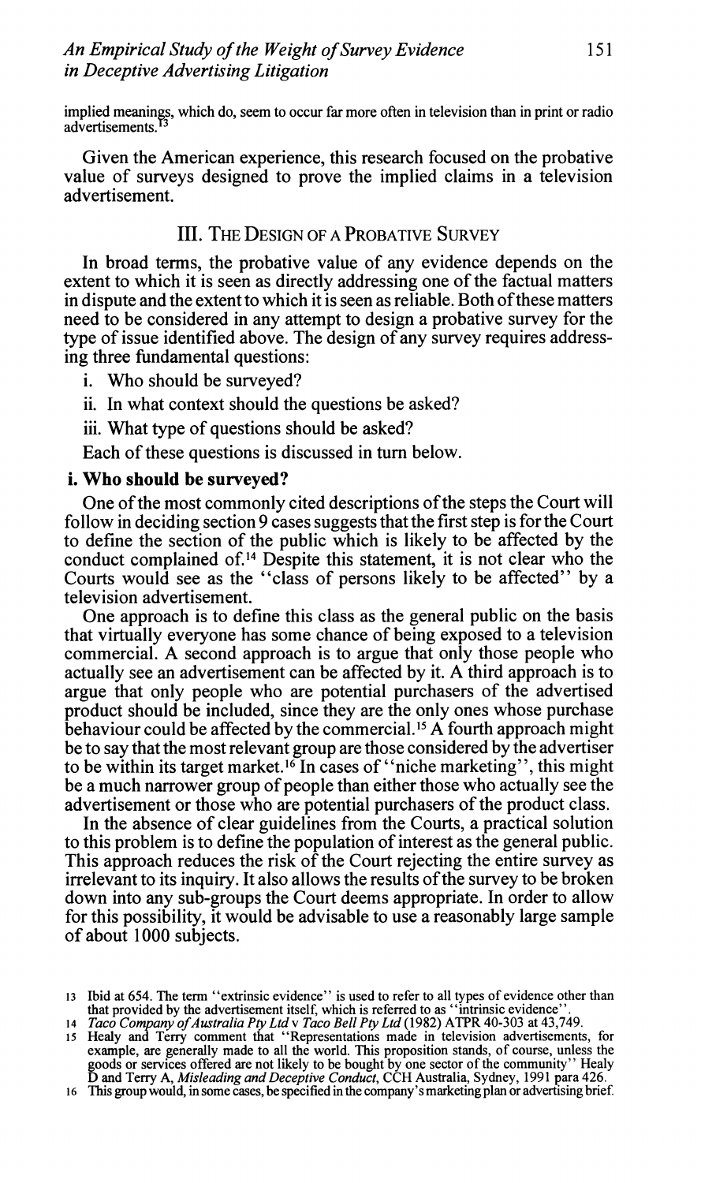implied meanings, which do, seem to occur far more often in television than in print or radio advertisements.[13]

Given the American experience, this research focused on the probative value of surveys designed to prove the implied claims in a television advertisement.

## III. The Design of a Probative Survey

In broad terms, the probative value of any evidence depends on the extent to which it is seen as directly addressing one of the factual matters in dispute and the extent to which it is seen as reliable. Both of these matters need to be considered in any attempt to design a probative survey for the type of issue identified above. The design of any survey requires addressing three fundamental questions:

i. Who should be surveyed?

ii. In what context should the questions be asked?

iii. What type of questions should be asked?

Each of these questions is discussed in turn below.

### i. Who should be surveyed?

One of the most commonly cited descriptions of the steps the Court will follow in deciding section 9 cases suggests that the first step is for the Court to define the section of the public which is likely to be affected by the conduct complained of.[14] Despite this statement, it is not clear who the Courts would see as the "class of persons likely to be affected" by a television advertisement.

One approach is to define this class as the general public on the basis that virtually everyone has some chance of being exposed to a television commercial. A second approach is to argue that only those people who actually see an advertisement can be affected by it. A third approach is to argue that only people who are potential purchasers of the advertised product should be included, since they are the only ones whose purchase behaviour could be affected by the commercial.[15] A fourth approach might be to say that the most relevant group are those considered by the advertiser to be within its target market.[16] In cases of "niche marketing", this might be a much narrower group of people than either those who actually see the advertisement or those who are potential purchasers of the product class.

In the absence of clear guidelines from the Courts, a practical solution to this problem is to define the population of interest as the general public. This approach reduces the risk of the Court rejecting the entire survey as irrelevant to its inquiry. It also allows the results of the survey to be broken down into any sub-groups the Court deems appropriate. In order to allow for this possibility, it would be advisable to use a reasonably large sample of about 1000 subjects.

---

13 Ibid at 654. The term "extrinsic evidence" is used to refer to all types of evidence other than that provided by the advertisement itself, which is referred to as "intrinsic evidence".

14 *Taco Company of Australia Pty Ltd* v *Taco Bell Pty Ltd* (1982) ATPR 40-303 at 43,749.

15 Healy and Terry comment that "Representations made in television advertisements, for example, are generally made to all the world. This proposition stands, of course, unless the goods or services offered are not likely to be bought by one sector of the community" Healy D and Terry A, *Misleading and Deceptive Conduct*, CCH Australia, Sydney, 1991 para 426.

16 This group would, in some cases, be specified in the company's marketing plan or advertising brief.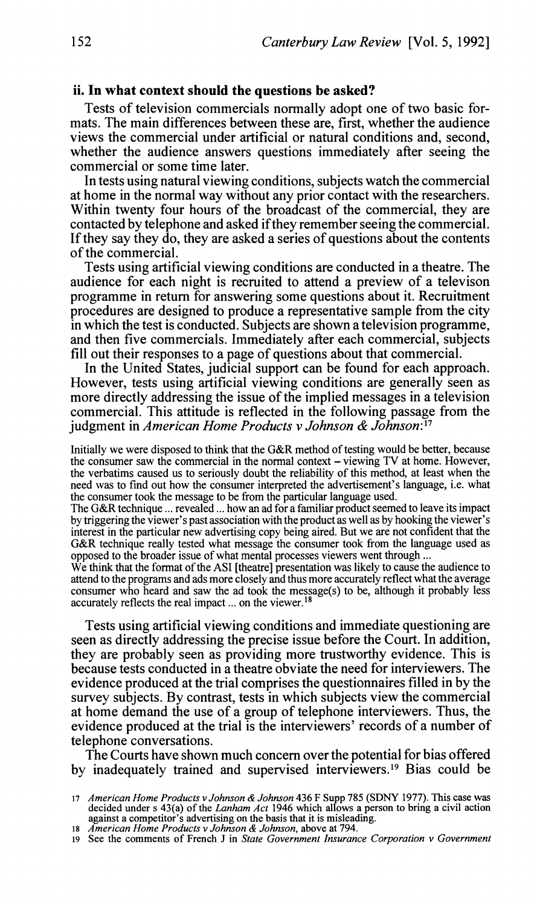### ii. In what context should the questions be asked?

Tests of television commercials normally adopt one of two basic formats. The main differences between these are, first, whether the audience views the commercial under artificial or natural conditions and, second, whether the audience answers questions immediately after seeing the commercial or some time later.

In tests using natural viewing conditions, subjects watch the commercial at home in the normal way without any prior contact with the researchers. Within twenty four hours of the broadcast of the commercial, they are contacted by telephone and asked if they remember seeing the commercial. If they say they do, they are asked a series of questions about the contents of the commercial.

Tests using artificial viewing conditions are conducted in a theatre. The audience for each night is recruited to attend a preview of a televison programme in return for answering some questions about it. Recruitment procedures are designed to produce a representative sample from the city in which the test is conducted. Subjects are shown a television programme, and then five commercials. Immediately after each commercial, subjects fill out their responses to a page of questions about that commercial.

In the United States, judicial support can be found for each approach. However, tests using artificial viewing conditions are generally seen as more directly addressing the issue of the implied messages in a television commercial. This attitude is reflected in the following passage from the judgment in *American Home Products v Johnson & Johnson*:[17]

> Initially we were disposed to think that the G&R method of testing would be better, because the consumer saw the commercial in the normal context – viewing TV at home. However, the verbatims caused us to seriously doubt the reliability of this method, at least when the need was to find out how the consumer interpreted the advertisement's language, i.e. what the consumer took the message to be from the particular language used.
>
> The G&R technique ... revealed ... how an ad for a familiar product seemed to leave its impact by triggering the viewer's past association with the product as well as by hooking the viewer's interest in the particular new advertising copy being aired. But we are not confident that the G&R technique really tested what message the consumer took from the language used as opposed to the broader issue of what mental processes viewers went through ...
>
> We think that the format of the ASI [theatre] presentation was likely to cause the audience to attend to the programs and ads more closely and thus more accurately reflect what the average consumer who heard and saw the ad took the message(s) to be, although it probably less accurately reflects the real impact ... on the viewer.[18]

Tests using artificial viewing conditions and immediate questioning are seen as directly addressing the precise issue before the Court. In addition, they are probably seen as providing more trustworthy evidence. This is because tests conducted in a theatre obviate the need for interviewers. The evidence produced at the trial comprises the questionnaires filled in by the survey subjects. By contrast, tests in which subjects view the commercial at home demand the use of a group of telephone interviewers. Thus, the evidence produced at the trial is the interviewers' records of a number of telephone conversations.

The Courts have shown much concern over the potential for bias offered by inadequately trained and supervised interviewers.[19] Bias could be

---

17 *American Home Products v Johnson & Johnson* 436 F Supp 785 (SDNY 1977). This case was decided under s 43(a) of the *Lanham Act* 1946 which allows a person to bring a civil action against a competitor's advertising on the basis that it is misleading.

18 *American Home Products v Johnson & Johnson*, above at 794.

19 See the comments of French J in *State Government Insurance Corporation v Government*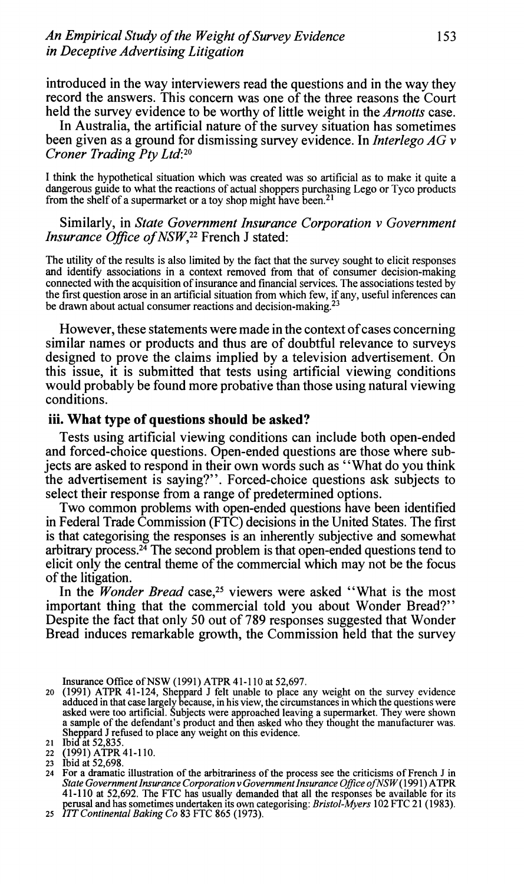introduced in the way interviewers read the questions and in the way they record the answers. This concern was one of the three reasons the Court held the survey evidence to be worthy of little weight in the *Arnotts* case.

In Australia, the artificial nature of the survey situation has sometimes been given as a ground for dismissing survey evidence. In *Interlego AG v Croner Trading Pty Ltd*:[20]

> I think the hypothetical situation which was created was so artificial as to make it quite a dangerous guide to what the reactions of actual shoppers purchasing Lego or Tyco products from the shelf of a supermarket or a toy shop might have been.[21]

Similarly, in *State Government Insurance Corporation v Government Insurance Office of NSW*,[22] French J stated:

> The utility of the results is also limited by the fact that the survey sought to elicit responses and identify associations in a context removed from that of consumer decision-making connected with the acquisition of insurance and financial services. The associations tested by the first question arose in an artificial situation from which few, if any, useful inferences can be drawn about actual consumer reactions and decision-making.[23]

However, these statements were made in the context of cases concerning similar names or products and thus are of doubtful relevance to surveys designed to prove the claims implied by a television advertisement. On this issue, it is submitted that tests using artificial viewing conditions would probably be found more probative than those using natural viewing conditions.

### iii. What type of questions should be asked?

Tests using artificial viewing conditions can include both open-ended and forced-choice questions. Open-ended questions are those where subjects are asked to respond in their own words such as "What do you think the advertisement is saying?". Forced-choice questions ask subjects to select their response from a range of predetermined options.

Two common problems with open-ended questions have been identified in Federal Trade Commission (FTC) decisions in the United States. The first is that categorising the responses is an inherently subjective and somewhat arbitrary process.[24] The second problem is that open-ended questions tend to elicit only the central theme of the commercial which may not be the focus of the litigation.

In the *Wonder Bread* case,[25] viewers were asked "What is the most important thing that the commercial told you about Wonder Bread?" Despite the fact that only 50 out of 789 responses suggested that Wonder Bread induces remarkable growth, the Commission held that the survey

---

Insurance Office of NSW (1991) ATPR 41-110 at 52,697.

20 (1991) ATPR 41-124, Sheppard J felt unable to place any weight on the survey evidence adduced in that case largely because, in his view, the circumstances in which the questions were asked were too artificial. Subjects were approached leaving a supermarket. They were shown a sample of the defendant's product and then asked who they thought the manufacturer was. Sheppard J refused to place any weight on this evidence.

21 Ibid at 52,835.

22 (1991) ATPR 41-110.

23 Ibid at 52,698.

24 For a dramatic illustration of the arbitrariness of the process see the criticisms of French J in *State Government Insurance Corporation v Government Insurance Office of NSW* (1991) ATPR 41-110 at 52,692. The FTC has usually demanded that all the responses be available for its perusal and has sometimes undertaken its own categorising: *Bristol-Myers* 102 FTC 21 (1983).

25 *ITT Continental Baking Co* 83 FTC 865 (1973).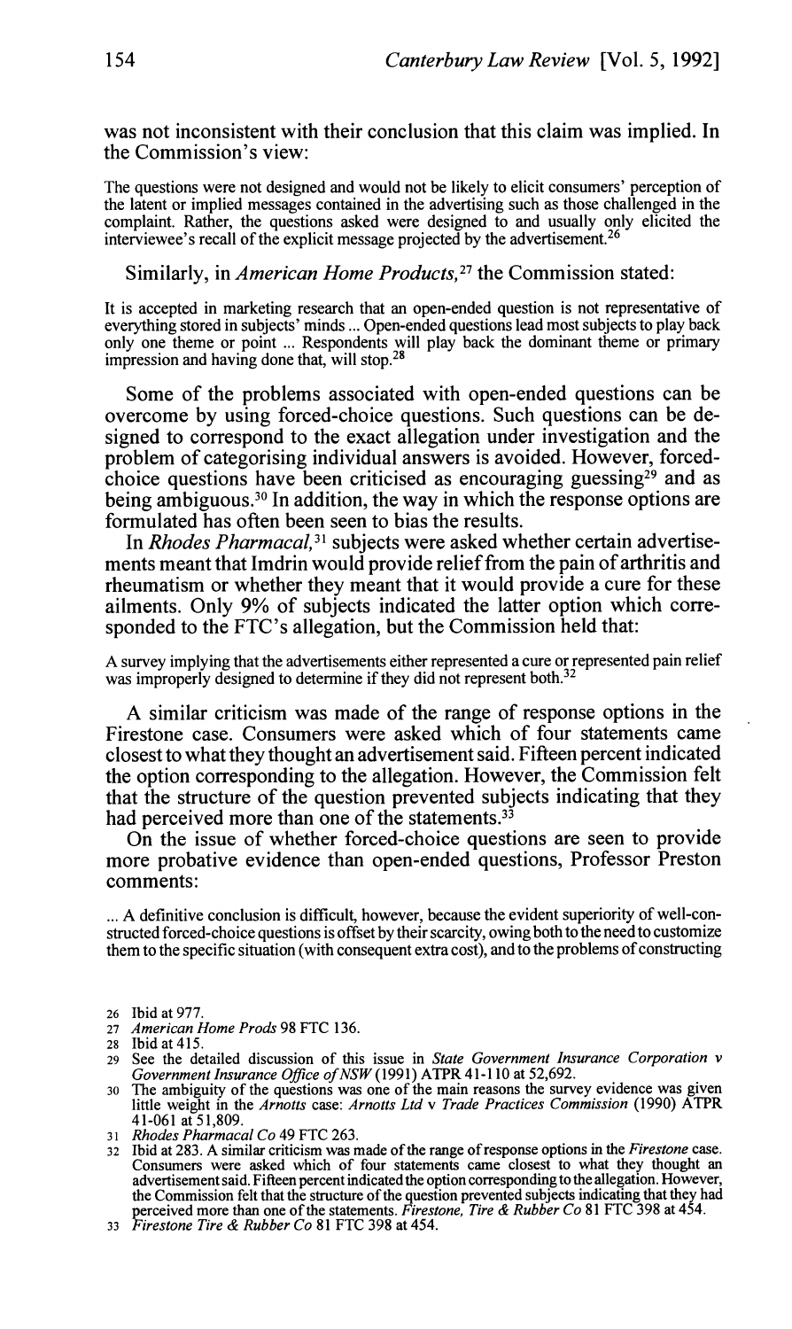was not inconsistent with their conclusion that this claim was implied. In the Commission's view:

> The questions were not designed and would not be likely to elicit consumers' perception of the latent or implied messages contained in the advertising such as those challenged in the complaint. Rather, the questions asked were designed to and usually only elicited the interviewee's recall of the explicit message projected by the advertisement.[26]

Similarly, in *American Home Products*,[27] the Commission stated:

> It is accepted in marketing research that an open-ended question is not representative of everything stored in subjects' minds ... Open-ended questions lead most subjects to play back only one theme or point ... Respondents will play back the dominant theme or primary impression and having done that, will stop.[28]

Some of the problems associated with open-ended questions can be overcome by using forced-choice questions. Such questions can be designed to correspond to the exact allegation under investigation and the problem of categorising individual answers is avoided. However, forced-choice questions have been criticised as encouraging guessing[29] and as being ambiguous.[30] In addition, the way in which the response options are formulated has often been seen to bias the results.

In *Rhodes Pharmacal*,[31] subjects were asked whether certain advertisements meant that Imdrin would provide relief from the pain of arthritis and rheumatism or whether they meant that it would provide a cure for these ailments. Only 9% of subjects indicated the latter option which corresponded to the FTC's allegation, but the Commission held that:

> A survey implying that the advertisements either represented a cure or represented pain relief was improperly designed to determine if they did not represent both.[32]

A similar criticism was made of the range of response options in the Firestone case. Consumers were asked which of four statements came closest to what they thought an advertisement said. Fifteen percent indicated the option corresponding to the allegation. However, the Commission felt that the structure of the question prevented subjects indicating that they had perceived more than one of the statements.[33]

On the issue of whether forced-choice questions are seen to provide more probative evidence than open-ended questions, Professor Preston comments:

> ... A definitive conclusion is difficult, however, because the evident superiority of well-constructed forced-choice questions is offset by their scarcity, owing both to the need to customize them to the specific situation (with consequent extra cost), and to the problems of constructing

---

26 Ibid at 977.

27 *American Home Prods* 98 FTC 136.

28 Ibid at 415.

29 See the detailed discussion of this issue in *State Government Insurance Corporation v Government Insurance Office of NSW* (1991) ATPR 41-110 at 52,692.

30 The ambiguity of the questions was one of the main reasons the survey evidence was given little weight in the *Arnotts* case: *Arnotts Ltd* v *Trade Practices Commission* (1990) ATPR 41-061 at 51,809.

31 *Rhodes Pharmacal Co* 49 FTC 263.

32 Ibid at 283. A similar criticism was made of the range of response options in the *Firestone* case. Consumers were asked which of four statements came closest to what they thought an advertisement said. Fifteen percent indicated the option corresponding to the allegation. However, the Commission felt that the structure of the question prevented subjects indicating that they had perceived more than one of the statements. *Firestone, Tire & Rubber Co* 81 FTC 398 at 454.

33 *Firestone Tire & Rubber Co* 81 FTC 398 at 454.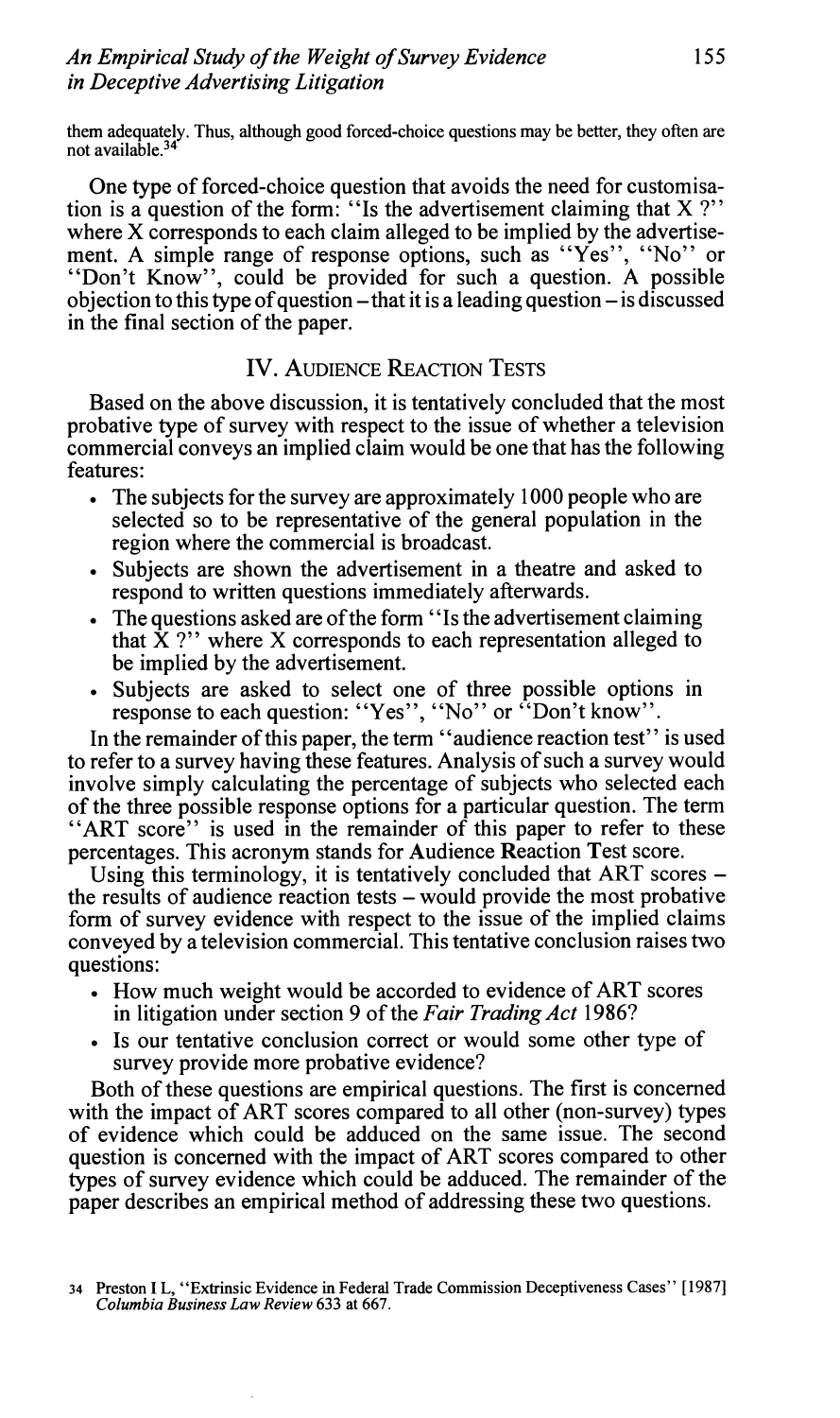them adequately. Thus, although good forced-choice questions may be better, they often are not available.[34]

One type of forced-choice question that avoids the need for customisation is a question of the form: "Is the advertisement claiming that X ?" where X corresponds to each claim alleged to be implied by the advertisement. A simple range of response options, such as "Yes", "No" or "Don't Know", could be provided for such a question. A possible objection to this type of question – that it is a leading question – is discussed in the final section of the paper.

## IV. Audience Reaction Tests

Based on the above discussion, it is tentatively concluded that the most probative type of survey with respect to the issue of whether a television commercial conveys an implied claim would be one that has the following features:

- The subjects for the survey are approximately 1000 people who are selected so to be representative of the general population in the region where the commercial is broadcast.
- Subjects are shown the advertisement in a theatre and asked to respond to written questions immediately afterwards.
- The questions asked are of the form "Is the advertisement claiming that X ?" where X corresponds to each representation alleged to be implied by the advertisement.
- Subjects are asked to select one of three possible options in response to each question: "Yes", "No" or "Don't know".

In the remainder of this paper, the term "audience reaction test" is used to refer to a survey having these features. Analysis of such a survey would involve simply calculating the percentage of subjects who selected each of the three possible response options for a particular question. The term "ART score" is used in the remainder of this paper to refer to these percentages. This acronym stands for Audience Reaction Test score.

Using this terminology, it is tentatively concluded that ART scores – the results of audience reaction tests – would provide the most probative form of survey evidence with respect to the issue of the implied claims conveyed by a television commercial. This tentative conclusion raises two questions:

- How much weight would be accorded to evidence of ART scores in litigation under section 9 of the *Fair Trading Act* 1986?
- Is our tentative conclusion correct or would some other type of survey provide more probative evidence?

Both of these questions are empirical questions. The first is concerned with the impact of ART scores compared to all other (non-survey) types of evidence which could be adduced on the same issue. The second question is concerned with the impact of ART scores compared to other types of survey evidence which could be adduced. The remainder of the paper describes an empirical method of addressing these two questions.

---

34 Preston I L, "Extrinsic Evidence in Federal Trade Commission Deceptiveness Cases" [1987] *Columbia Business Law Review* 633 at 667.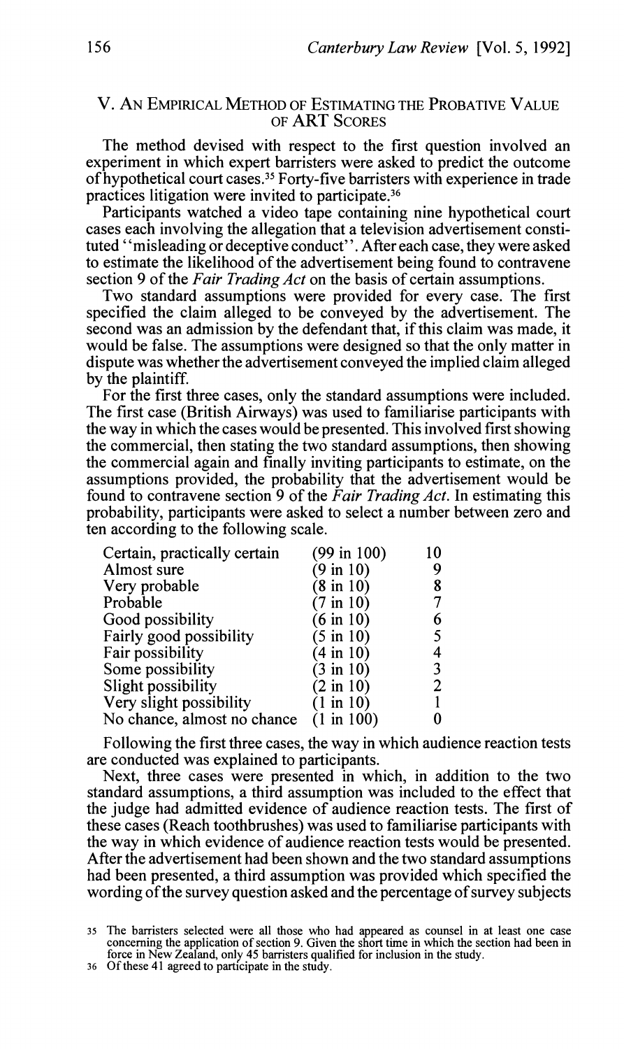## V. An Empirical Method of Estimating the Probative Value of ART Scores

The method devised with respect to the first question involved an experiment in which expert barristers were asked to predict the outcome of hypothetical court cases.[35] Forty-five barristers with experience in trade practices litigation were invited to participate.[36]

Participants watched a video tape containing nine hypothetical court cases each involving the allegation that a television advertisement constituted "misleading or deceptive conduct". After each case, they were asked to estimate the likelihood of the advertisement being found to contravene section 9 of the *Fair Trading Act* on the basis of certain assumptions.

Two standard assumptions were provided for every case. The first specified the claim alleged to be conveyed by the advertisement. The second was an admission by the defendant that, if this claim was made, it would be false. The assumptions were designed so that the only matter in dispute was whether the advertisement conveyed the implied claim alleged by the plaintiff.

For the first three cases, only the standard assumptions were included. The first case (British Airways) was used to familiarise participants with the way in which the cases would be presented. This involved first showing the commercial, then stating the two standard assumptions, then showing the commercial again and finally inviting participants to estimate, on the assumptions provided, the probability that the advertisement would be found to contravene section 9 of the *Fair Trading Act*. In estimating this probability, participants were asked to select a number between zero and ten according to the following scale.

| | | |
|---|---|---|
| Certain, practically certain | (99 in 100) | 10 |
| Almost sure | (9 in 10) | 9 |
| Very probable | (8 in 10) | 8 |
| Probable | (7 in 10) | 7 |
| Good possibility | (6 in 10) | 6 |
| Fairly good possibility | (5 in 10) | 5 |
| Fair possibility | (4 in 10) | 4 |
| Some possibility | (3 in 10) | 3 |
| Slight possibility | (2 in 10) | 2 |
| Very slight possibility | (1 in 10) | 1 |
| No chance, almost no chance | (1 in 100) | 0 |

Following the first three cases, the way in which audience reaction tests are conducted was explained to participants.

Next, three cases were presented in which, in addition to the two standard assumptions, a third assumption was included to the effect that the judge had admitted evidence of audience reaction tests. The first of these cases (Reach toothbrushes) was used to familiarise participants with the way in which evidence of audience reaction tests would be presented. After the advertisement had been shown and the two standard assumptions had been presented, a third assumption was provided which specified the wording of the survey question asked and the percentage of survey subjects

[35] The barristers selected were all those who had appeared as counsel in at least one case concerning the application of section 9. Given the short time in which the section had been in force in New Zealand, only 45 barristers qualified for inclusion in the study.

[36] Of these 41 agreed to participate in the study.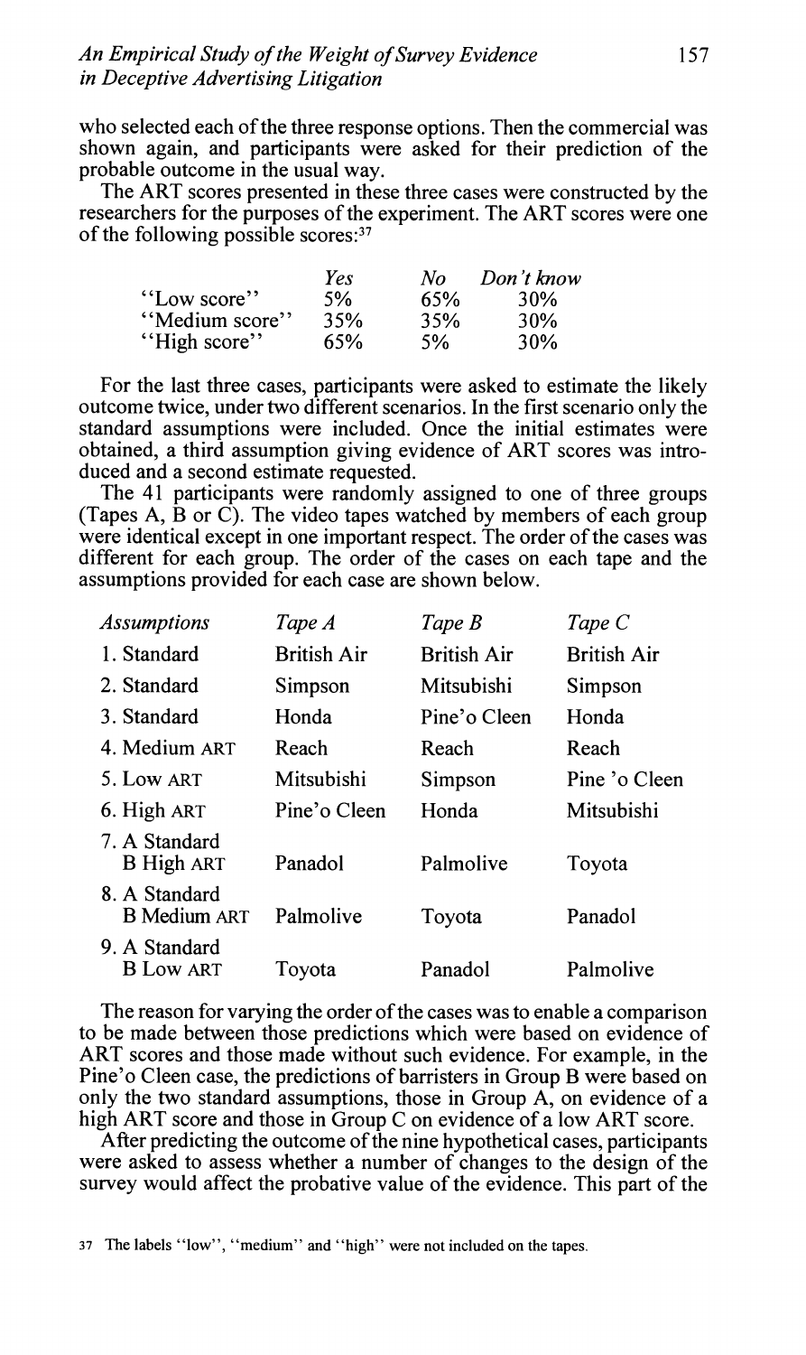who selected each of the three response options. Then the commercial was shown again, and participants were asked for their prediction of the probable outcome in the usual way.

The ART scores presented in these three cases were constructed by the researchers for the purposes of the experiment. The ART scores were one of the following possible scores:[37]

| | *Yes* | *No* | *Don't know* |
|---|---|---|---|
| "Low score" | 5% | 65% | 30% |
| "Medium score" | 35% | 35% | 30% |
| "High score" | 65% | 5% | 30% |

For the last three cases, participants were asked to estimate the likely outcome twice, under two different scenarios. In the first scenario only the standard assumptions were included. Once the initial estimates were obtained, a third assumption giving evidence of ART scores was introduced and a second estimate requested.

The 41 participants were randomly assigned to one of three groups (Tapes A, B or C). The video tapes watched by members of each group were identical except in one important respect. The order of the cases was different for each group. The order of the cases on each tape and the assumptions provided for each case are shown below.

| *Assumptions* | *Tape A* | *Tape B* | *Tape C* |
|---|---|---|---|
| 1. Standard | British Air | British Air | British Air |
| 2. Standard | Simpson | Mitsubishi | Simpson |
| 3. Standard | Honda | Pine'o Cleen | Honda |
| 4. Medium ART | Reach | Reach | Reach |
| 5. Low ART | Mitsubishi | Simpson | Pine 'o Cleen |
| 6. High ART | Pine'o Cleen | Honda | Mitsubishi |
| 7. A Standard B High ART | Panadol | Palmolive | Toyota |
| 8. A Standard B Medium ART | Palmolive | Toyota | Panadol |
| 9. A Standard B Low ART | Toyota | Panadol | Palmolive |

The reason for varying the order of the cases was to enable a comparison to be made between those predictions which were based on evidence of ART scores and those made without such evidence. For example, in the Pine'o Cleen case, the predictions of barristers in Group B were based on only the two standard assumptions, those in Group A, on evidence of a high ART score and those in Group C on evidence of a low ART score.

After predicting the outcome of the nine hypothetical cases, participants were asked to assess whether a number of changes to the design of the survey would affect the probative value of the evidence. This part of the

[37] The labels "low", "medium" and "high" were not included on the tapes.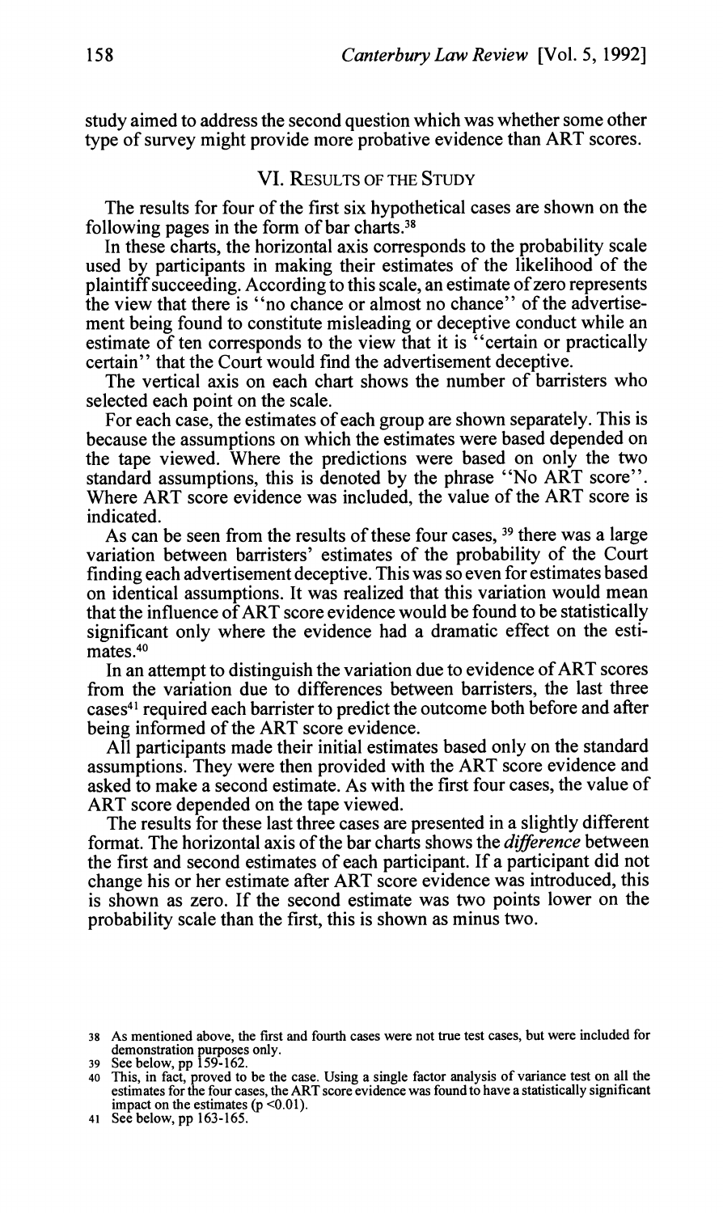study aimed to address the second question which was whether some other type of survey might provide more probative evidence than ART scores.

## VI. Results of the Study

The results for four of the first six hypothetical cases are shown on the following pages in the form of bar charts.[38]

In these charts, the horizontal axis corresponds to the probability scale used by participants in making their estimates of the likelihood of the plaintiff succeeding. According to this scale, an estimate of zero represents the view that there is "no chance or almost no chance" of the advertisement being found to constitute misleading or deceptive conduct while an estimate of ten corresponds to the view that it is "certain or practically certain" that the Court would find the advertisement deceptive.

The vertical axis on each chart shows the number of barristers who selected each point on the scale.

For each case, the estimates of each group are shown separately. This is because the assumptions on which the estimates were based depended on the tape viewed. Where the predictions were based on only the two standard assumptions, this is denoted by the phrase "No ART score". Where ART score evidence was included, the value of the ART score is indicated.

As can be seen from the results of these four cases, [39] there was a large variation between barristers' estimates of the probability of the Court finding each advertisement deceptive. This was so even for estimates based on identical assumptions. It was realized that this variation would mean that the influence of ART score evidence would be found to be statistically significant only where the evidence had a dramatic effect on the estimates.[40]

In an attempt to distinguish the variation due to evidence of ART scores from the variation due to differences between barristers, the last three cases[41] required each barrister to predict the outcome both before and after being informed of the ART score evidence.

All participants made their initial estimates based only on the standard assumptions. They were then provided with the ART score evidence and asked to make a second estimate. As with the first four cases, the value of ART score depended on the tape viewed.

The results for these last three cases are presented in a slightly different format. The horizontal axis of the bar charts shows the *difference* between the first and second estimates of each participant. If a participant did not change his or her estimate after ART score evidence was introduced, this is shown as zero. If the second estimate was two points lower on the probability scale than the first, this is shown as minus two.

---

38 As mentioned above, the first and fourth cases were not true test cases, but were included for demonstration purposes only.

39 See below, pp 159-162.

40 This, in fact, proved to be the case. Using a single factor analysis of variance test on all the estimates for the four cases, the ART score evidence was found to have a statistically significant impact on the estimates ($p < 0.01$).

41 See below, pp 163-165.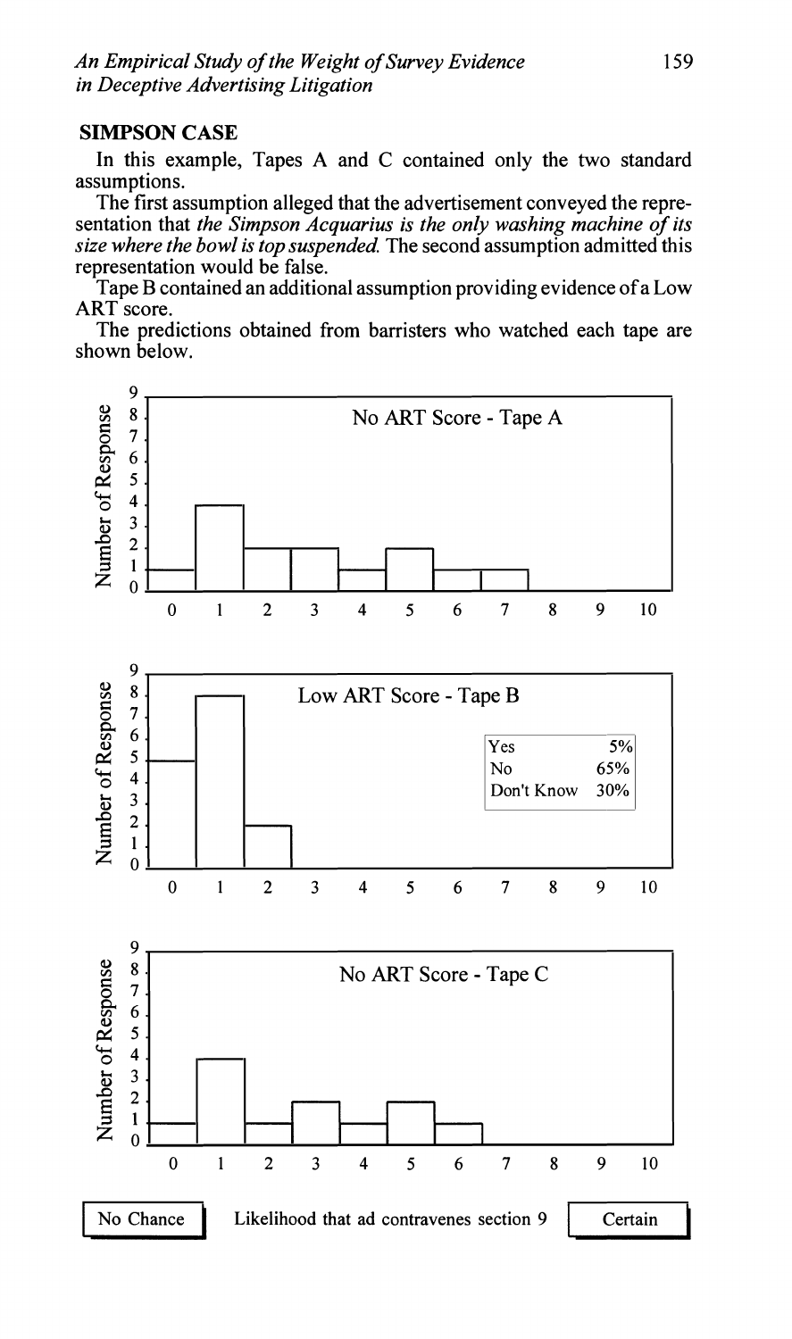## SIMPSON CASE

In this example, Tapes A and C contained only the two standard assumptions.

The first assumption alleged that the advertisement conveyed the representation that *the Simpson Acquarius is the only washing machine of its size where the bowl is top suspended.* The second assumption admitted this representation would be false.

Tape B contained an additional assumption providing evidence of a Low ART score.

The predictions obtained from barristers who watched each tape are shown below.

No ART Score - Tape A

Low ART Score - Tape B

| | |
|---|---|
| Yes | 5% |
| No | 65% |
| Don't Know | 30% |

No ART Score - Tape C

Number of Response

No Chance — Likelihood that ad contravenes section 9 — Certain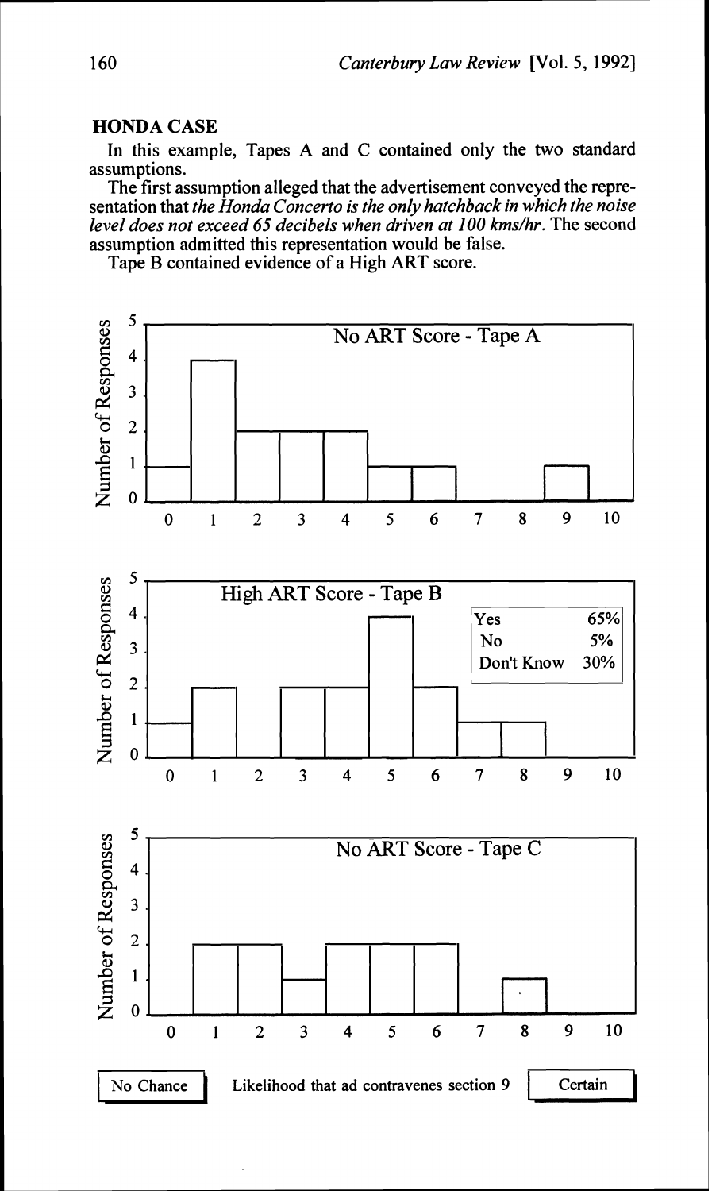## HONDA CASE

In this example, Tapes A and C contained only the two standard assumptions.

The first assumption alleged that the advertisement conveyed the representation that *the Honda Concerto is the only hatchback in which the noise level does not exceed 65 decibels when driven at 100 kms/hr*. The second assumption admitted this representation would be false.

Tape B contained evidence of a High ART score.

No ART Score - Tape A

| Likelihood | 0 | 1 | 2 | 3 | 4 | 5 | 6 | 7 | 8 | 9 | 10 |
|---|---|---|---|---|---|---|---|---|---|---|---|
| Number of Responses | 1 | 4 | 2 | 2 | 2 | 1 | 1 | 0 | 0 | 1 | 0 |

High ART Score - Tape B

| Likelihood | 0 | 1 | 2 | 3 | 4 | 5 | 6 | 7 | 8 | 9 | 10 |
|---|---|---|---|---|---|---|---|---|---|---|---|
| Number of Responses | 1 | 2 | 0 | 2 | 2 | 4 | 2 | 1 | 1 | 0 | 0 |

| | |
|---|---|
| Yes | 65% |
| No | 5% |
| Don't Know | 30% |

No ART Score - Tape C

| Likelihood | 0 | 1 | 2 | 3 | 4 | 5 | 6 | 7 | 8 | 9 | 10 |
|---|---|---|---|---|---|---|---|---|---|---|---|
| Number of Responses | 0 | 2 | 2 | 1 | 2 | 2 | 2 | 0 | 1 | 0 | 0 |

No Chance — Likelihood that ad contravenes section 9 — Certain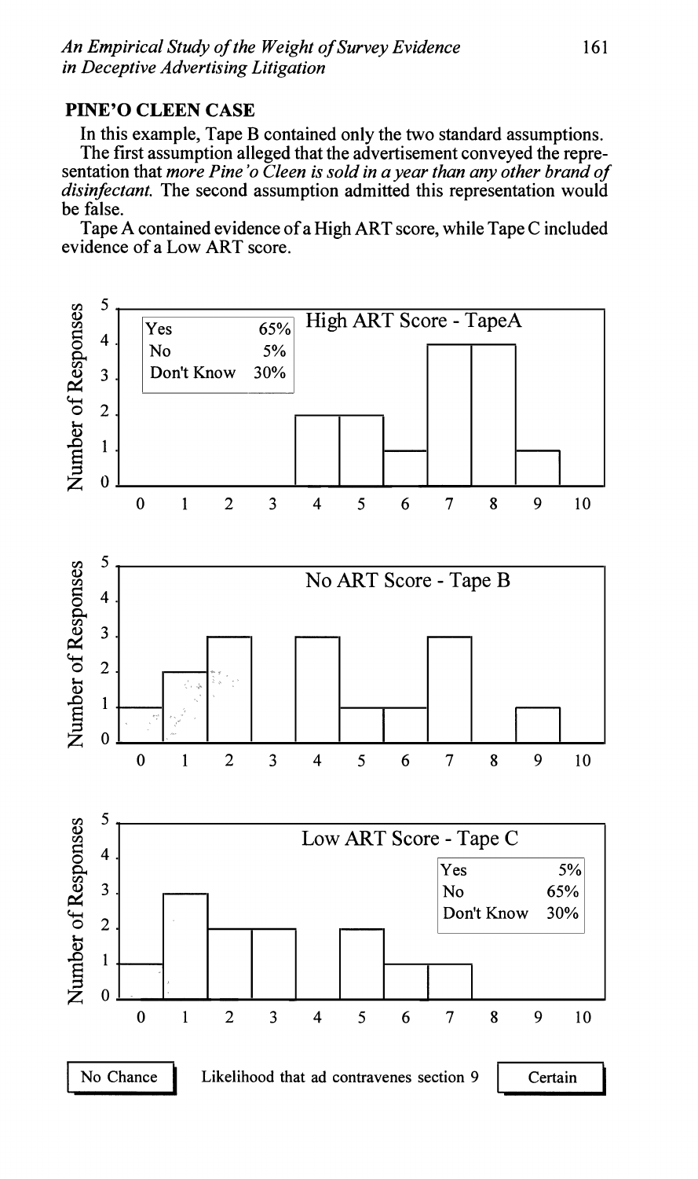## PINE'O CLEEN CASE

In this example, Tape B contained only the two standard assumptions.

The first assumption alleged that the advertisement conveyed the representation that *more Pine'o Cleen is sold in a year than any other brand of disinfectant.* The second assumption admitted this representation would be false.

Tape A contained evidence of a High ART score, while Tape C included evidence of a Low ART score.

**High ART Score - TapeA**

| | |
|---|---|
| Yes | 65% |
| No | 5% |
| Don't Know | 30% |

| Likelihood | 0 | 1 | 2 | 3 | 4 | 5 | 6 | 7 | 8 | 9 |
|---|---|---|---|---|---|---|---|---|---|---|
| Number of Responses | 0 | 0 | 0 | 0 | 2 | 2 | 1 | 4 | 4 | 1 |

**No ART Score - Tape B**

| Likelihood | 0 | 1 | 2 | 3 | 4 | 5 | 6 | 7 | 8 | 9 |
|---|---|---|---|---|---|---|---|---|---|---|
| Number of Responses | 1 | 2 | 3 | 0 | 3 | 1 | 1 | 3 | 0 | 1 |

**Low ART Score - Tape C**

| | |
|---|---|
| Yes | 5% |
| No | 65% |
| Don't Know | 30% |

| Likelihood | 0 | 1 | 2 | 3 | 4 | 5 | 6 | 7 | 8 | 9 |
|---|---|---|---|---|---|---|---|---|---|---|
| Number of Responses | 1 | 3 | 2 | 2 | 0 | 2 | 1 | 1 | 0 | 0 |

No Chance — Likelihood that ad contravenes section 9 — Certain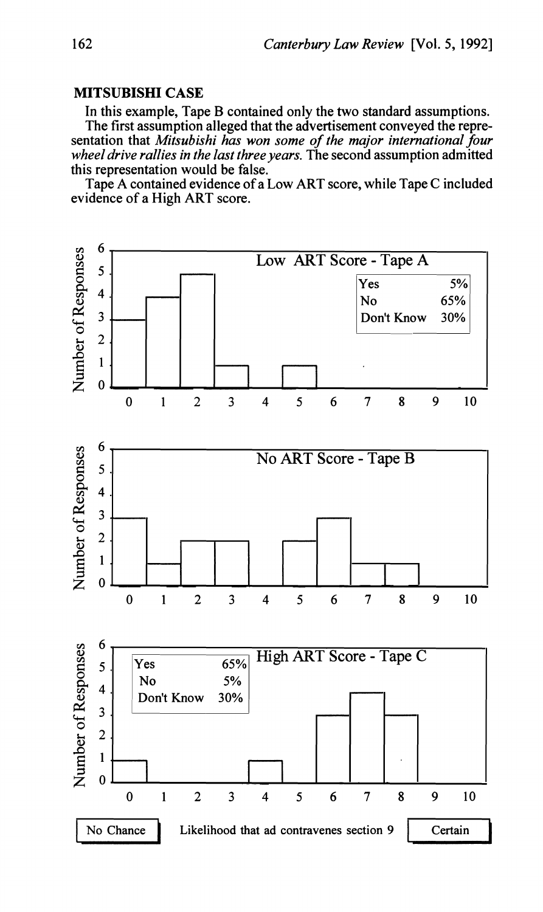## MITSUBISHI CASE

In this example, Tape B contained only the two standard assumptions.

The first assumption alleged that the advertisement conveyed the representation that *Mitsubishi has won some of the major international four wheel drive rallies in the last three years.* The second assumption admitted this representation would be false.

Tape A contained evidence of a Low ART score, while Tape C included evidence of a High ART score.

**Low ART Score - Tape A**

| Yes | No | Don't Know |
|---|---|---|
| 5% | 65% | 30% |

| Likelihood that ad contravenes section 9 | 0 | 1 | 2 | 3 | 4 | 5 | 6 | 7 | 8 | 9 | 10 |
|---|---|---|---|---|---|---|---|---|---|---|---|
| Number of Responses | 3 | 4 | 5 | 1 | 0 | 1 | 0 | 0 | 0 | 0 | 0 |

**No ART Score - Tape B**

| Likelihood that ad contravenes section 9 | 0 | 1 | 2 | 3 | 4 | 5 | 6 | 7 | 8 | 9 | 10 |
|---|---|---|---|---|---|---|---|---|---|---|---|
| Number of Responses | 3 | 1 | 2 | 2 | 0 | 2 | 3 | 1 | 1 | 0 | 0 |

**High ART Score - Tape C**

| Yes | No | Don't Know |
|---|---|---|
| 65% | 5% | 30% |

| Likelihood that ad contravenes section 9 | 0 | 1 | 2 | 3 | 4 | 5 | 6 | 7 | 8 | 9 | 10 |
|---|---|---|---|---|---|---|---|---|---|---|---|
| Number of Responses | 1 | 0 | 0 | 0 | 1 | 0 | 3 | 4 | 3 | 0 | 0 |

No Chance — Likelihood that ad contravenes section 9 — Certain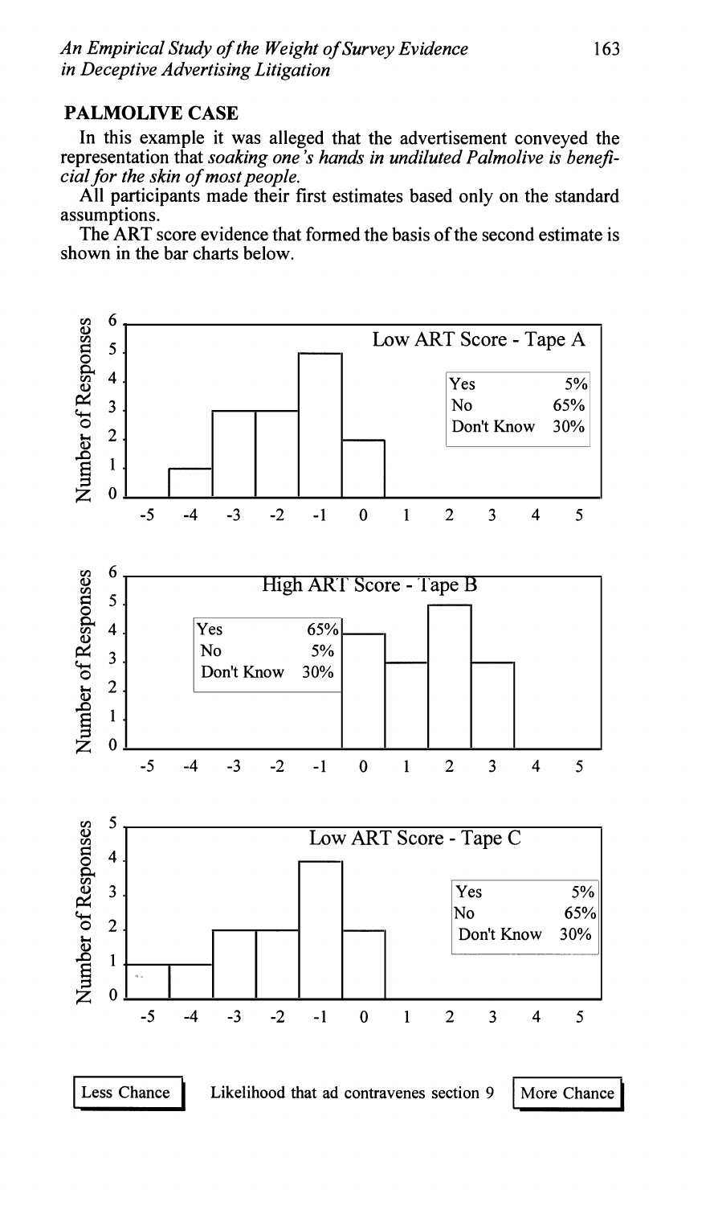## PALMOLIVE CASE

In this example it was alleged that the advertisement conveyed the representation that *soaking one's hands in undiluted Palmolive is beneficial for the skin of most people.*

All participants made their first estimates based only on the standard assumptions.

The ART score evidence that formed the basis of the second estimate is shown in the bar charts below.

**Low ART Score - Tape A**

| Yes | 5% |
|---|---|
| No | 65% |
| Don't Know | 30% |

| Likelihood | -5 | -4 | -3 | -2 | -1 | 0 | 1 | 2 | 3 | 4 |
|---|---|---|---|---|---|---|---|---|---|---|
| Number of Responses | 0 | 1 | 3 | 3 | 5 | 2 | 0 | 0 | 0 | 0 |

**High ART Score - Tape B**

| Yes | 65% |
|---|---|
| No | 5% |
| Don't Know | 30% |

| Likelihood | -5 | -4 | -3 | -2 | -1 | 0 | 1 | 2 | 3 | 4 |
|---|---|---|---|---|---|---|---|---|---|---|
| Number of Responses | 0 | 0 | 0 | 0 | 0 | 4 | 3 | 5 | 3 | 0 |

**Low ART Score - Tape C**

| Yes | 5% |
|---|---|
| No | 65% |
| Don't Know | 30% |

| Likelihood | -5 | -4 | -3 | -2 | -1 | 0 | 1 | 2 | 3 | 4 |
|---|---|---|---|---|---|---|---|---|---|---|
| Number of Responses | 1 | 1 | 2 | 2 | 4 | 2 | 0 | 0 | 0 | 0 |

Less Chance — Likelihood that ad contravenes section 9 — More Chance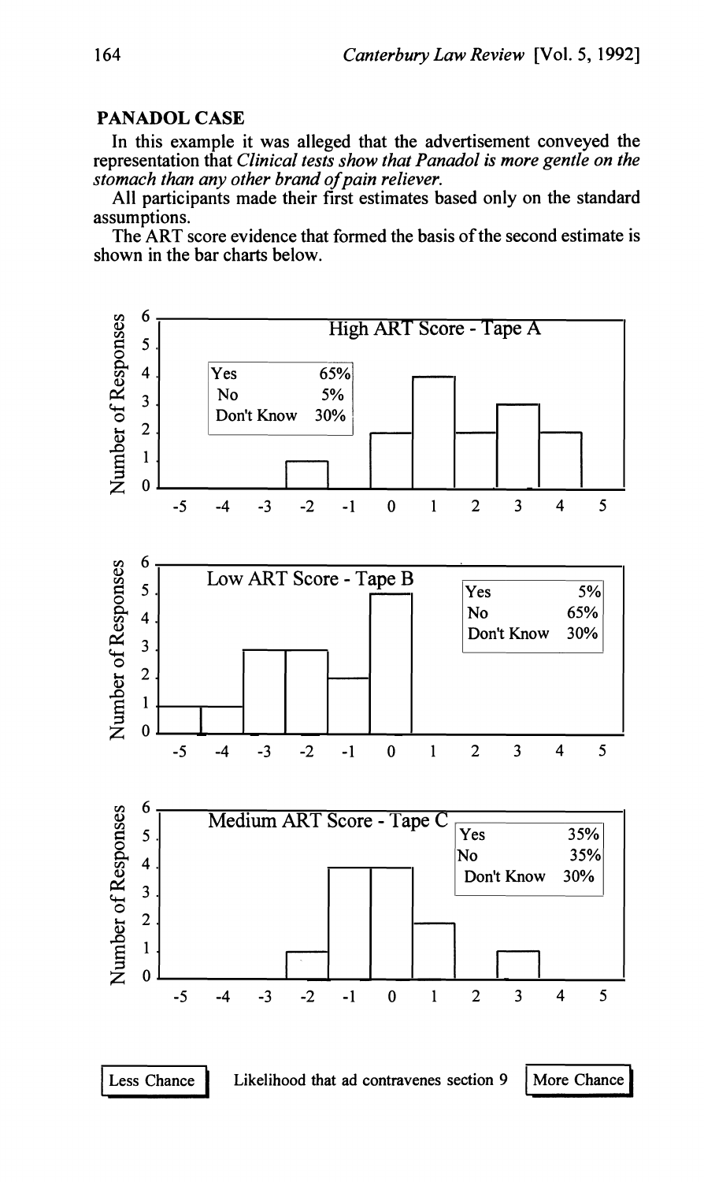## PANADOL CASE

In this example it was alleged that the advertisement conveyed the representation that *Clinical tests show that Panadol is more gentle on the stomach than any other brand of pain reliever.*

All participants made their first estimates based only on the standard assumptions.

The ART score evidence that formed the basis of the second estimate is shown in the bar charts below.

**High ART Score - Tape A**

| Yes | No | Don't Know |
|---|---|---|
| 65% | 5% | 30% |

**Low ART Score - Tape B**

| Yes | No | Don't Know |
|---|---|---|
| 5% | 65% | 30% |

**Medium ART Score - Tape C**

| Yes | No | Don't Know |
|---|---|---|
| 35% | 35% | 30% |

Number of Responses (0–6) plotted against scale -5 to 5.

Less Chance — Likelihood that ad contravenes section 9 — More Chance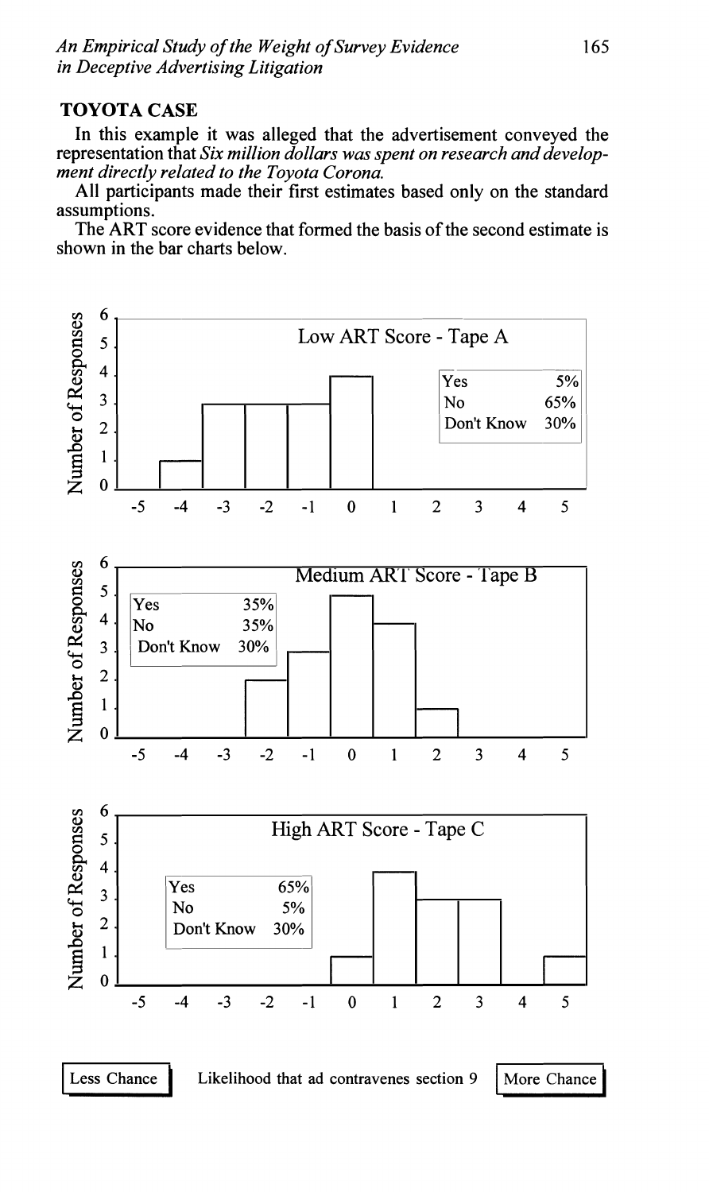## TOYOTA CASE

In this example it was alleged that the advertisement conveyed the representation that *Six million dollars was spent on research and development directly related to the Toyota Corona.*

All participants made their first estimates based only on the standard assumptions.

The ART score evidence that formed the basis of the second estimate is shown in the bar charts below.

**Low ART Score - Tape A**

| Response | % |
|---|---|
| Yes | 5% |
| No | 65% |
| Don't Know | 30% |

**Medium ART Score - Tape B**

| Response | % |
|---|---|
| Yes | 35% |
| No | 35% |
| Don't Know | 30% |

**High ART Score - Tape C**

| Response | % |
|---|---|
| Yes | 65% |
| No | 5% |
| Don't Know | 30% |

Number of Responses

Less Chance — Likelihood that ad contravenes section 9 — More Chance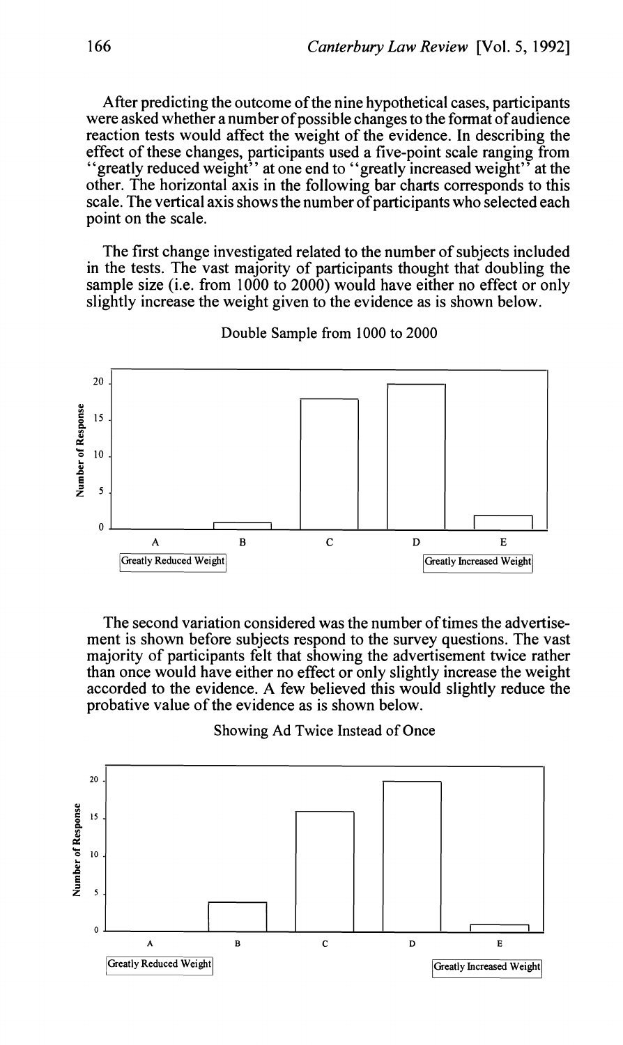After predicting the outcome of the nine hypothetical cases, participants were asked whether a number of possible changes to the format of audience reaction tests would affect the weight of the evidence. In describing the effect of these changes, participants used a five-point scale ranging from "greatly reduced weight" at one end to "greatly increased weight" at the other. The horizontal axis in the following bar charts corresponds to this scale. The vertical axis shows the number of participants who selected each point on the scale.

The first change investigated related to the number of subjects included in the tests. The vast majority of participants thought that doubling the sample size (i.e. from 1000 to 2000) would have either no effect or only slightly increase the weight given to the evidence as is shown below.

Double Sample from 1000 to 2000

Number of Response

20
15
10
5
0

A B C D E

Greatly Reduced Weight — Greatly Increased Weight

The second variation considered was the number of times the advertisement is shown before subjects respond to the survey questions. The vast majority of participants felt that showing the advertisement twice rather than once would have either no effect or only slightly increase the weight accorded to the evidence. A few believed this would slightly reduce the probative value of the evidence as is shown below.

Showing Ad Twice Instead of Once

Number of Response

20
15
10
5
0

A B C D E

Greatly Reduced Weight — Greatly Increased Weight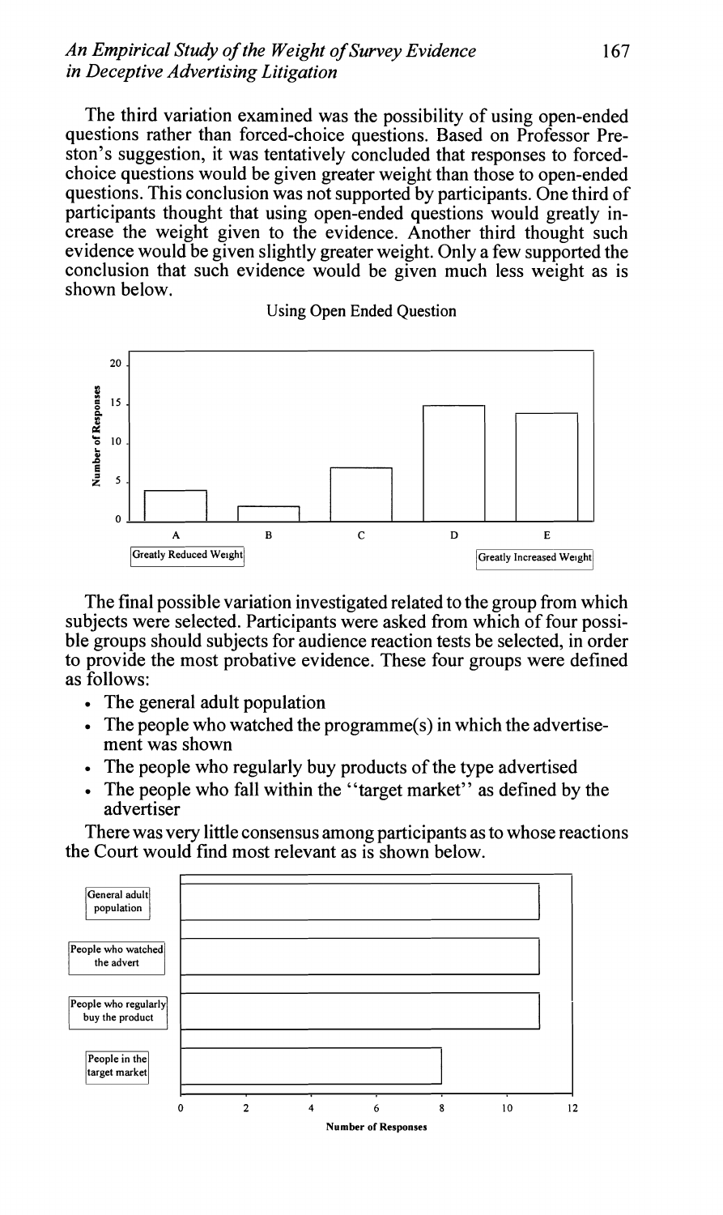The third variation examined was the possibility of using open-ended questions rather than forced-choice questions. Based on Professor Preston's suggestion, it was tentatively concluded that responses to forced-choice questions would be given greater weight than those to open-ended questions. This conclusion was not supported by participants. One third of participants thought that using open-ended questions would greatly increase the weight given to the evidence. Another third thought such evidence would be given slightly greater weight. Only a few supported the conclusion that such evidence would be given much less weight as is shown below.

Using Open Ended Question

The final possible variation investigated related to the group from which subjects were selected. Participants were asked from which of four possible groups should subjects for audience reaction tests be selected, in order to provide the most probative evidence. These four groups were defined as follows:

- The general adult population
- The people who watched the programme(s) in which the advertisement was shown
- The people who regularly buy products of the type advertised
- The people who fall within the "target market" as defined by the advertiser

There was very little consensus among participants as to whose reactions the Court would find most relevant as is shown below.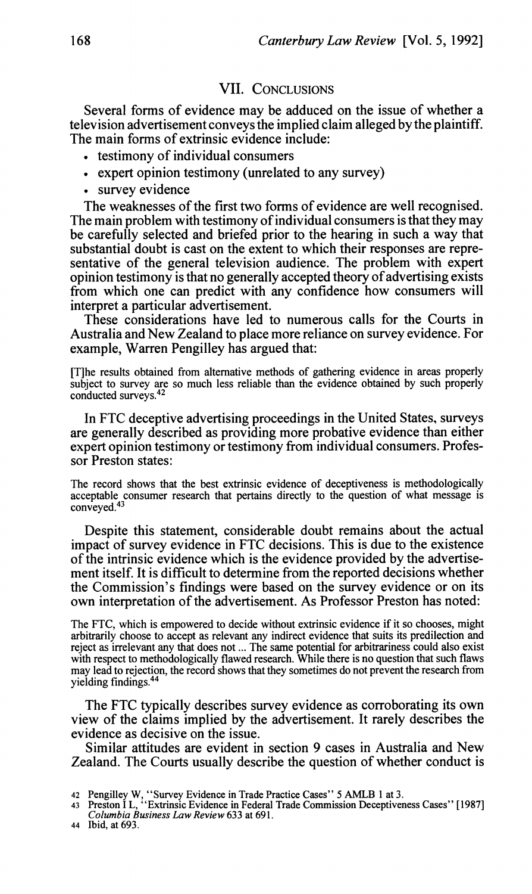## VII. CONCLUSIONS

Several forms of evidence may be adduced on the issue of whether a television advertisement conveys the implied claim alleged by the plaintiff. The main forms of extrinsic evidence include:

- testimony of individual consumers
- expert opinion testimony (unrelated to any survey)
- survey evidence

The weaknesses of the first two forms of evidence are well recognised. The main problem with testimony of individual consumers is that they may be carefully selected and briefed prior to the hearing in such a way that substantial doubt is cast on the extent to which their responses are representative of the general television audience. The problem with expert opinion testimony is that no generally accepted theory of advertising exists from which one can predict with any confidence how consumers will interpret a particular advertisement.

These considerations have led to numerous calls for the Courts in Australia and New Zealand to place more reliance on survey evidence. For example, Warren Pengilley has argued that:

> [T]he results obtained from alternative methods of gathering evidence in areas properly subject to survey are so much less reliable than the evidence obtained by such properly conducted surveys.[42]

In FTC deceptive advertising proceedings in the United States, surveys are generally described as providing more probative evidence than either expert opinion testimony or testimony from individual consumers. Professor Preston states:

> The record shows that the best extrinsic evidence of deceptiveness is methodologically acceptable consumer research that pertains directly to the question of what message is conveyed.[43]

Despite this statement, considerable doubt remains about the actual impact of survey evidence in FTC decisions. This is due to the existence of the intrinsic evidence which is the evidence provided by the advertisement itself. It is difficult to determine from the reported decisions whether the Commission's findings were based on the survey evidence or on its own interpretation of the advertisement. As Professor Preston has noted:

> The FTC, which is empowered to decide without extrinsic evidence if it so chooses, might arbitrarily choose to accept as relevant any indirect evidence that suits its predilection and reject as irrelevant any that does not ... The same potential for arbitrariness could also exist with respect to methodologically flawed research. While there is no question that such flaws may lead to rejection, the record shows that they sometimes do not prevent the research from yielding findings.[44]

The FTC typically describes survey evidence as corroborating its own view of the claims implied by the advertisement. It rarely describes the evidence as decisive on the issue.

Similar attitudes are evident in section 9 cases in Australia and New Zealand. The Courts usually describe the question of whether conduct is

---

42 Pengilley W, "Survey Evidence in Trade Practice Cases" 5 AMLB 1 at 3.

43 Preston I L, "Extrinsic Evidence in Federal Trade Commission Deceptiveness Cases" [1987] *Columbia Business Law Review* 633 at 691.

44 Ibid, at 693.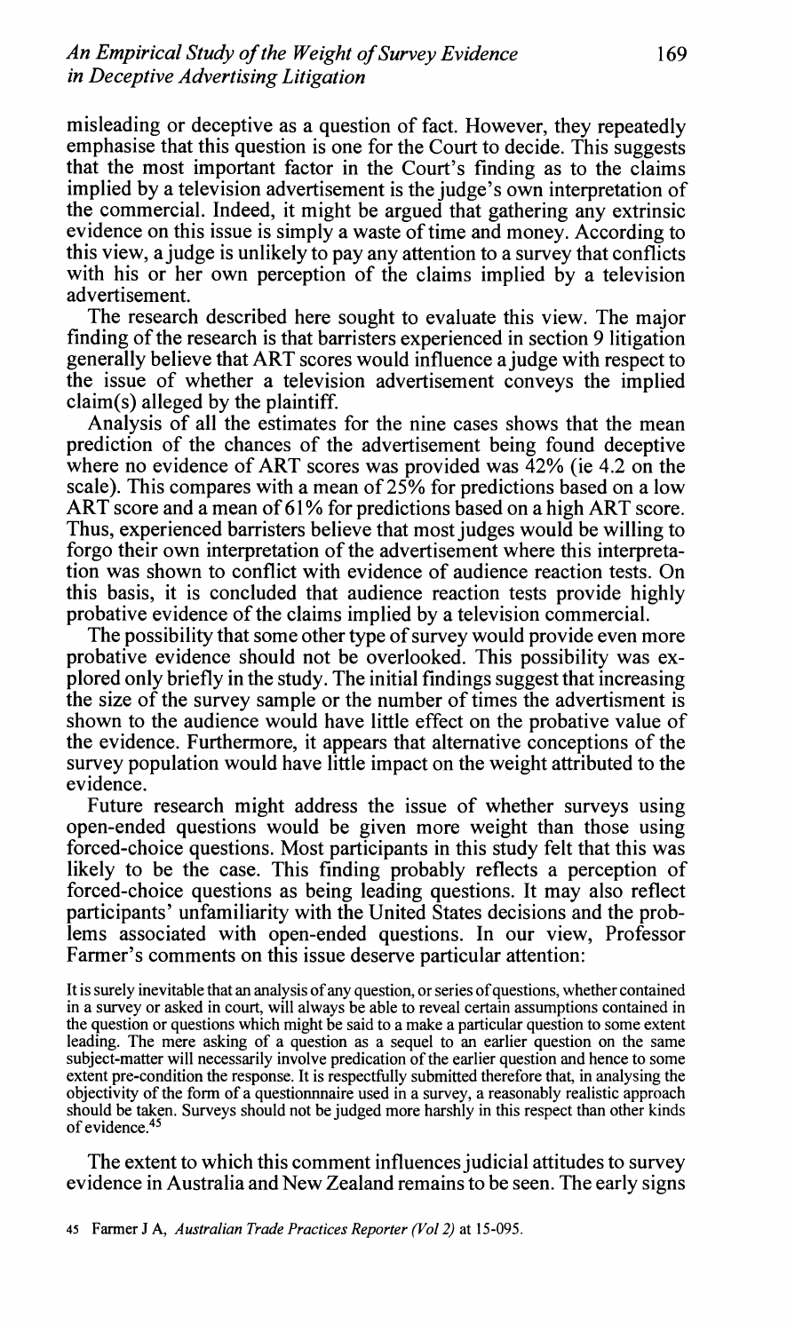misleading or deceptive as a question of fact. However, they repeatedly emphasise that this question is one for the Court to decide. This suggests that the most important factor in the Court's finding as to the claims implied by a television advertisement is the judge's own interpretation of the commercial. Indeed, it might be argued that gathering any extrinsic evidence on this issue is simply a waste of time and money. According to this view, a judge is unlikely to pay any attention to a survey that conflicts with his or her own perception of the claims implied by a television advertisement.

The research described here sought to evaluate this view. The major finding of the research is that barristers experienced in section 9 litigation generally believe that ART scores would influence a judge with respect to the issue of whether a television advertisement conveys the implied claim(s) alleged by the plaintiff.

Analysis of all the estimates for the nine cases shows that the mean prediction of the chances of the advertisement being found deceptive where no evidence of ART scores was provided was 42% (ie 4.2 on the scale). This compares with a mean of 25% for predictions based on a low ART score and a mean of 61% for predictions based on a high ART score. Thus, experienced barristers believe that most judges would be willing to forgo their own interpretation of the advertisement where this interpretation was shown to conflict with evidence of audience reaction tests. On this basis, it is concluded that audience reaction tests provide highly probative evidence of the claims implied by a television commercial.

The possibility that some other type of survey would provide even more probative evidence should not be overlooked. This possibility was explored only briefly in the study. The initial findings suggest that increasing the size of the survey sample or the number of times the advertisment is shown to the audience would have little effect on the probative value of the evidence. Furthermore, it appears that alternative conceptions of the survey population would have little impact on the weight attributed to the evidence.

Future research might address the issue of whether surveys using open-ended questions would be given more weight than those using forced-choice questions. Most participants in this study felt that this was likely to be the case. This finding probably reflects a perception of forced-choice questions as being leading questions. It may also reflect participants' unfamiliarity with the United States decisions and the problems associated with open-ended questions. In our view, Professor Farmer's comments on this issue deserve particular attention:

> It is surely inevitable that an analysis of any question, or series of questions, whether contained in a survey or asked in court, will always be able to reveal certain assumptions contained in the question or questions which might be said to a make a particular question to some extent leading. The mere asking of a question as a sequel to an earlier question on the same subject-matter will necessarily involve predication of the earlier question and hence to some extent pre-condition the response. It is respectfully submitted therefore that, in analysing the objectivity of the form of a questionnnaire used in a survey, a reasonably realistic approach should be taken. Surveys should not be judged more harshly in this respect than other kinds of evidence.[45]

The extent to which this comment influences judicial attitudes to survey evidence in Australia and New Zealand remains to be seen. The early signs

45 Farmer J A, *Australian Trade Practices Reporter (Vol 2)* at 15-095.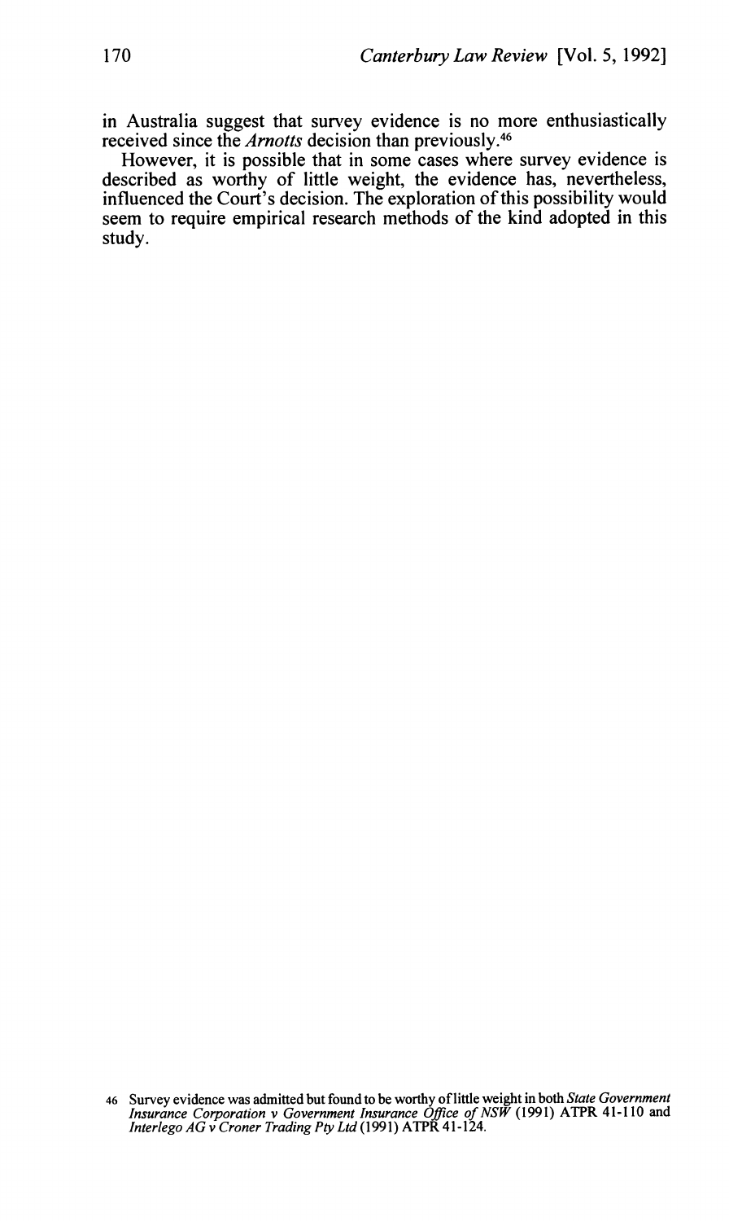in Australia suggest that survey evidence is no more enthusiastically received since the *Arnotts* decision than previously.[46]

However, it is possible that in some cases where survey evidence is described as worthy of little weight, the evidence has, nevertheless, influenced the Court's decision. The exploration of this possibility would seem to require empirical research methods of the kind adopted in this study.

46 Survey evidence was admitted but found to be worthy of little weight in both *State Government Insurance Corporation v Government Insurance Office of NSW* (1991) ATPR 41-110 and *Interlego AG v Croner Trading Pty Ltd* (1991) ATPR 41-124.